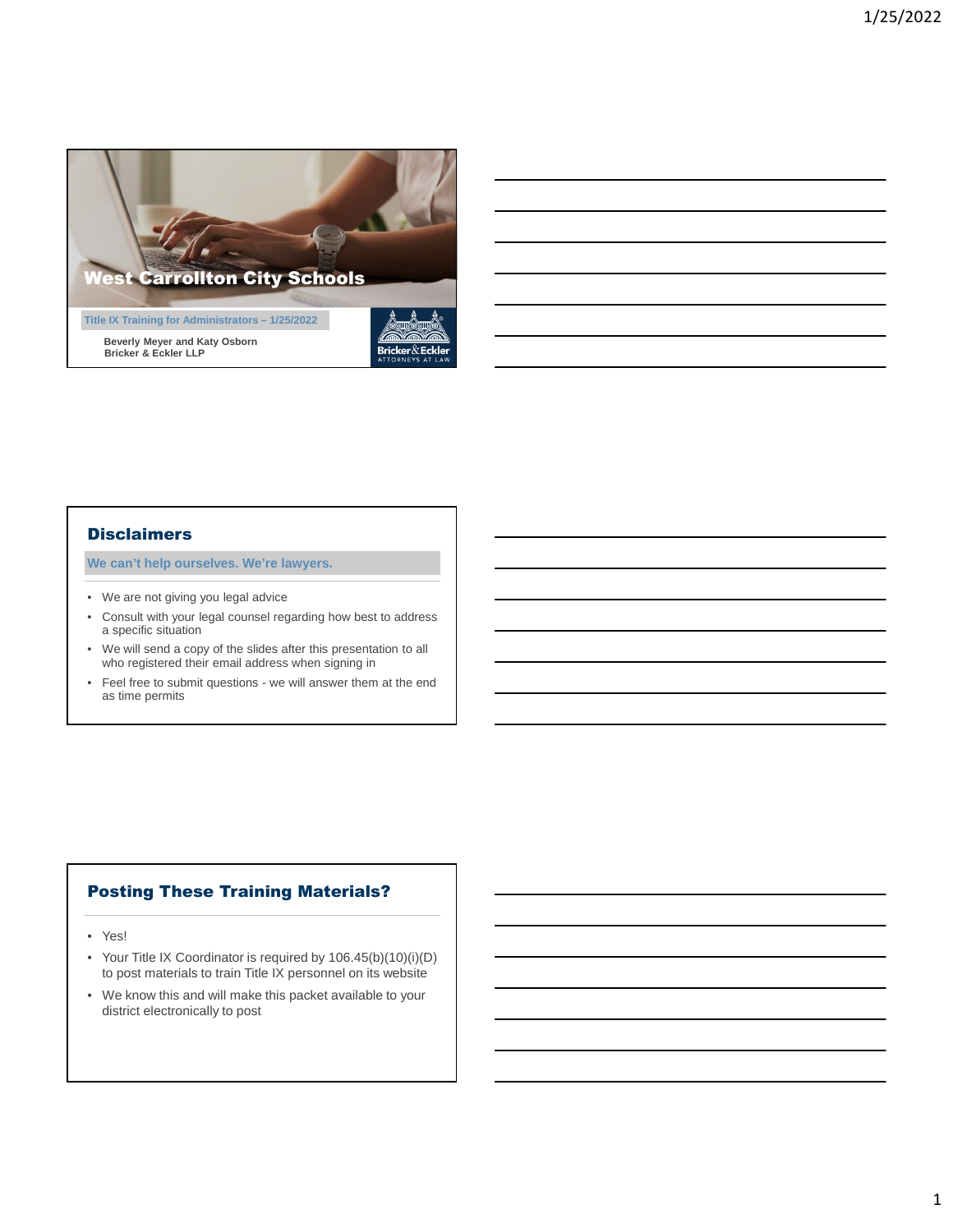# West Carrollton City Schools

Title IX Training for Administrators – 1/25/2022

**Beverly Meyer and Katy Osborn**
**Bricker & Eckler LLP**

## Disclaimers

**We can't help ourselves. We're lawyers.**

- We are not giving you legal advice
- Consult with your legal counsel regarding how best to address a specific situation
- We will send a copy of the slides after this presentation to all who registered their email address when signing in
- Feel free to submit questions - we will answer them at the end as time permits

## Posting These Training Materials?

- Yes!
- Your Title IX Coordinator is required by 106.45(b)(10)(i)(D) to post materials to train Title IX personnel on its website
- We know this and will make this packet available to your district electronically to post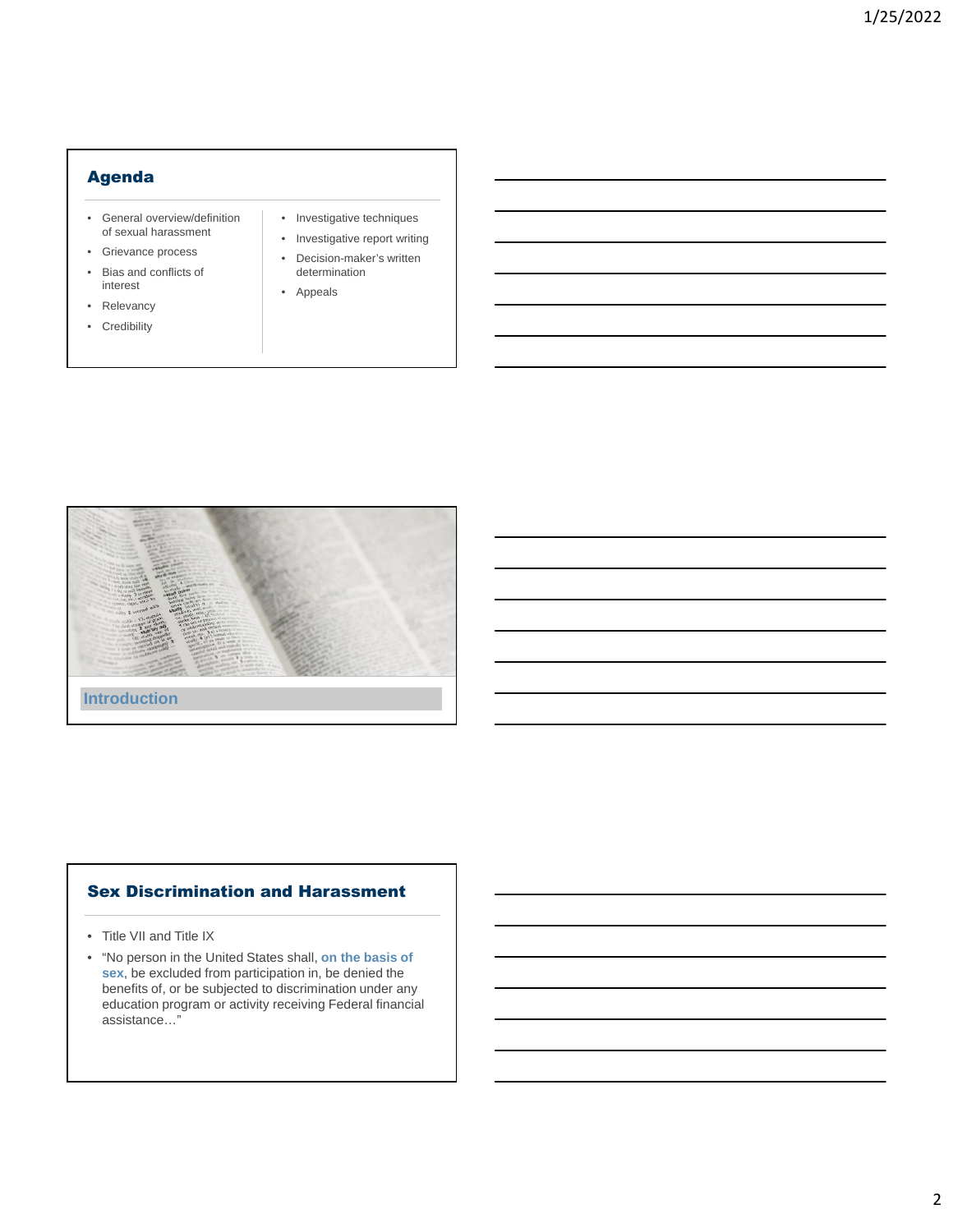## Agenda

- General overview/definition of sexual harassment
- Grievance process
- Bias and conflicts of interest
- Relevancy
- Credibility
- Investigative techniques
- Investigative report writing
- Decision-maker's written determination
- Appeals

## Introduction

## Sex Discrimination and Harassment

- Title VII and Title IX
- "No person in the United States shall, **on the basis of sex**, be excluded from participation in, be denied the benefits of, or be subjected to discrimination under any education program or activity receiving Federal financial assistance…"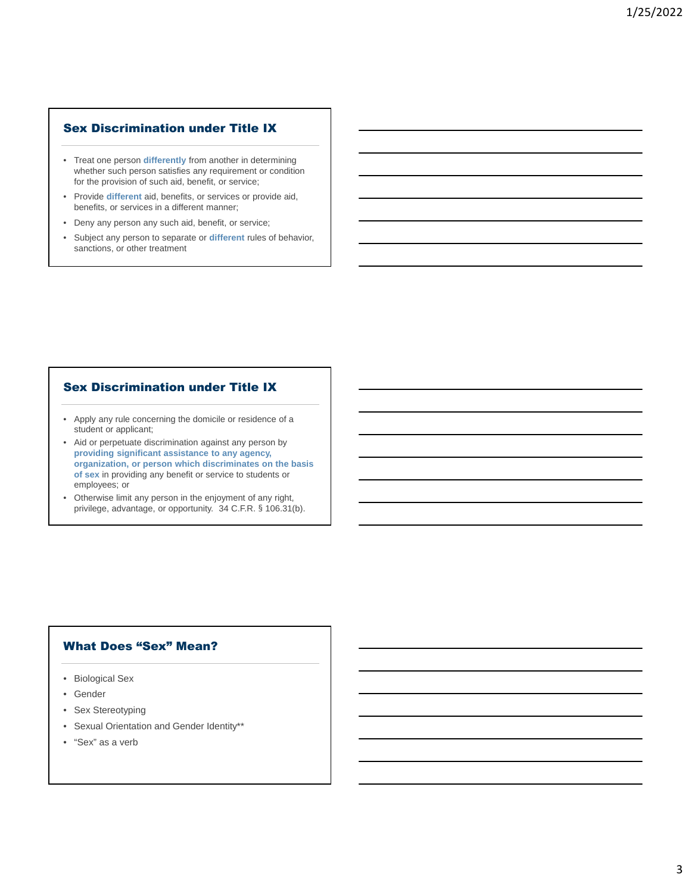## Sex Discrimination under Title IX

- Treat one person **differently** from another in determining whether such person satisfies any requirement or condition for the provision of such aid, benefit, or service;
- Provide **different** aid, benefits, or services or provide aid, benefits, or services in a different manner;
- Deny any person any such aid, benefit, or service;
- Subject any person to separate or **different** rules of behavior, sanctions, or other treatment

## Sex Discrimination under Title IX

- Apply any rule concerning the domicile or residence of a student or applicant;
- Aid or perpetuate discrimination against any person by **providing significant assistance to any agency, organization, or person which discriminates on the basis of sex** in providing any benefit or service to students or employees; or
- Otherwise limit any person in the enjoyment of any right, privilege, advantage, or opportunity. 34 C.F.R. § 106.31(b).

## What Does "Sex" Mean?

- Biological Sex
- Gender
- Sex Stereotyping
- Sexual Orientation and Gender Identity**
- "Sex" as a verb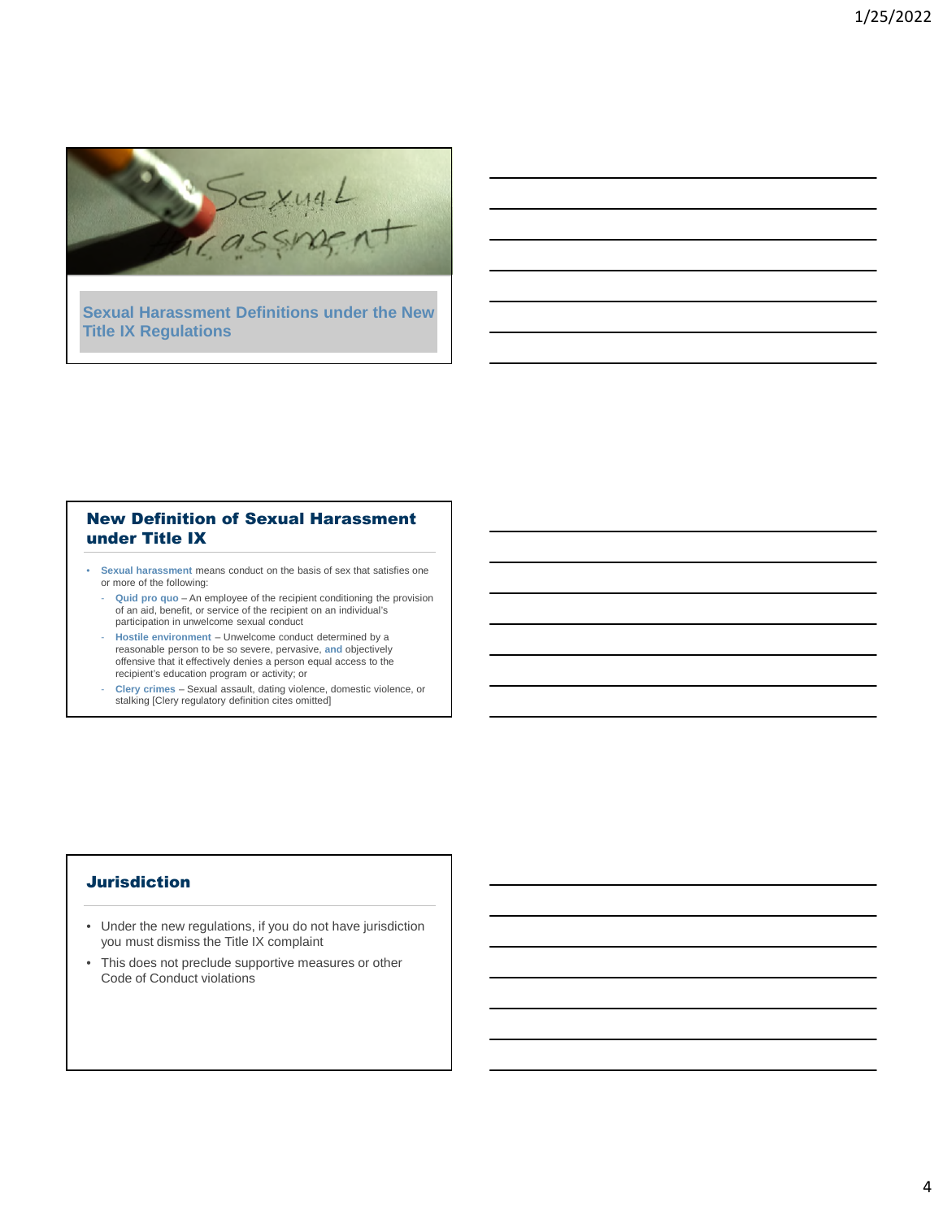## Sexual Harassment Definitions under the New Title IX Regulations

## New Definition of Sexual Harassment under Title IX

- **Sexual harassment** means conduct on the basis of sex that satisfies one or more of the following:
  - **Quid pro quo** – An employee of the recipient conditioning the provision of an aid, benefit, or service of the recipient on an individual's participation in unwelcome sexual conduct
  - **Hostile environment** – Unwelcome conduct determined by a reasonable person to be so severe, pervasive, **and** objectively offensive that it effectively denies a person equal access to the recipient's education program or activity; or
  - **Clery crimes** – Sexual assault, dating violence, domestic violence, or stalking [Clery regulatory definition cites omitted]

## Jurisdiction

- Under the new regulations, if you do not have jurisdiction you must dismiss the Title IX complaint
- This does not preclude supportive measures or other Code of Conduct violations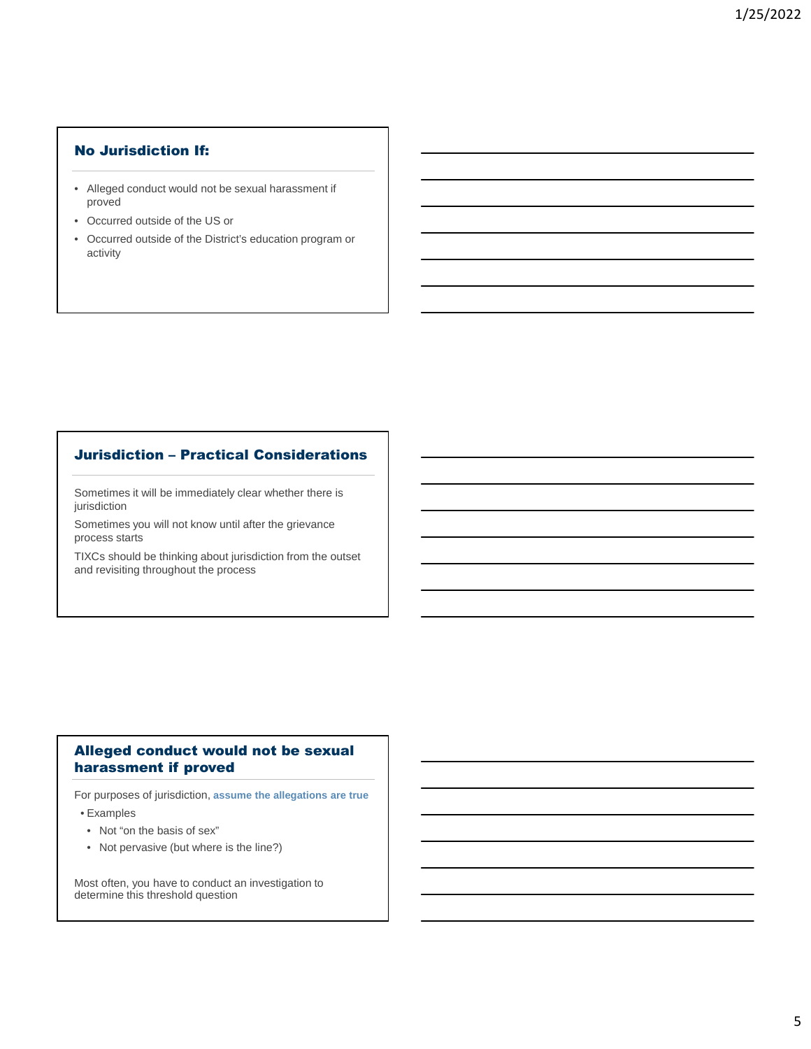## No Jurisdiction If:

- Alleged conduct would not be sexual harassment if proved
- Occurred outside of the US or
- Occurred outside of the District's education program or activity

## Jurisdiction – Practical Considerations

Sometimes it will be immediately clear whether there is jurisdiction

Sometimes you will not know until after the grievance process starts

TIXCs should be thinking about jurisdiction from the outset and revisiting throughout the process

## Alleged conduct would not be sexual harassment if proved

For purposes of jurisdiction, **assume the allegations are true**

- Examples
  - Not "on the basis of sex"
  - Not pervasive (but where is the line?)

Most often, you have to conduct an investigation to determine this threshold question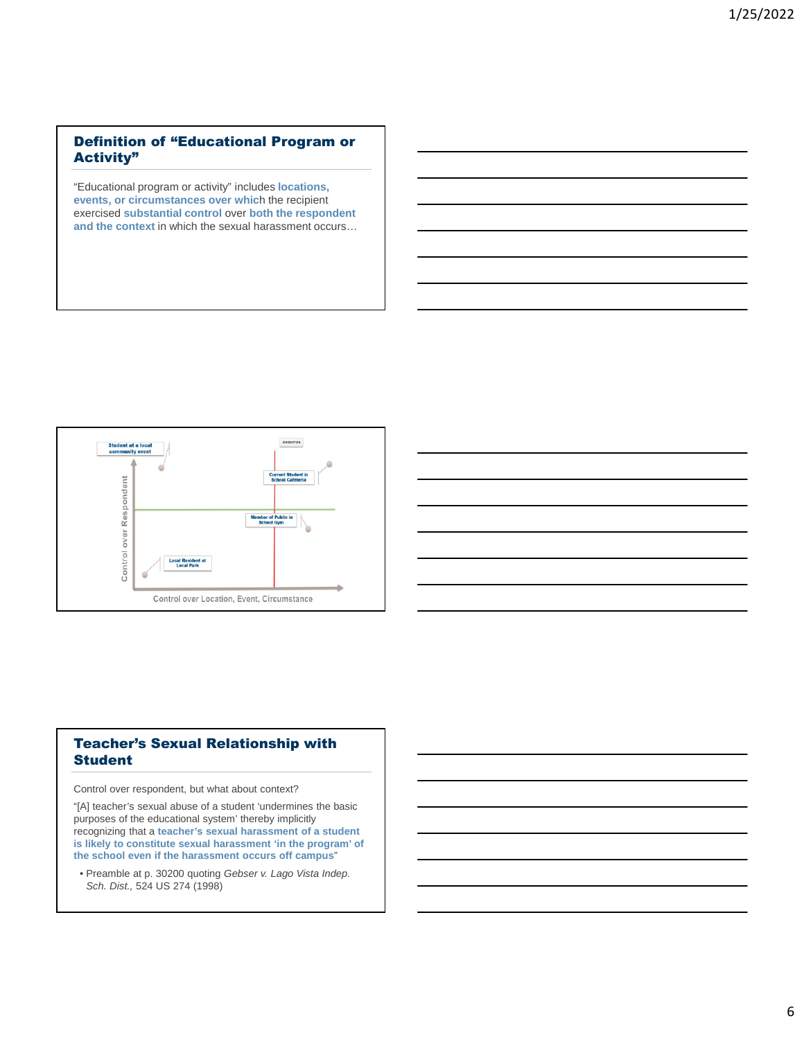## Definition of "Educational Program or Activity"

"Educational program or activity" includes **locations, events, or circumstances over which** the recipient exercised **substantial control** over **both the respondent and the context** in which the sexual harassment occurs…

Student at a local community event

JURISDICTION

Current Student in School Cafeteria

Member of Public in School Gym

Local Resident at Local Park

Control over Respondent

Control over Location, Event, Circumstance

## Teacher's Sexual Relationship with Student

Control over respondent, but what about context?

"[A] teacher's sexual abuse of a student 'undermines the basic purposes of the educational system' thereby implicitly recognizing that a **teacher's sexual harassment of a student is likely to constitute sexual harassment 'in the program' of the school even if the harassment occurs off campus**"

- Preamble at p. 30200 quoting *Gebser v. Lago Vista Indep. Sch. Dist.,* 524 US 274 (1998)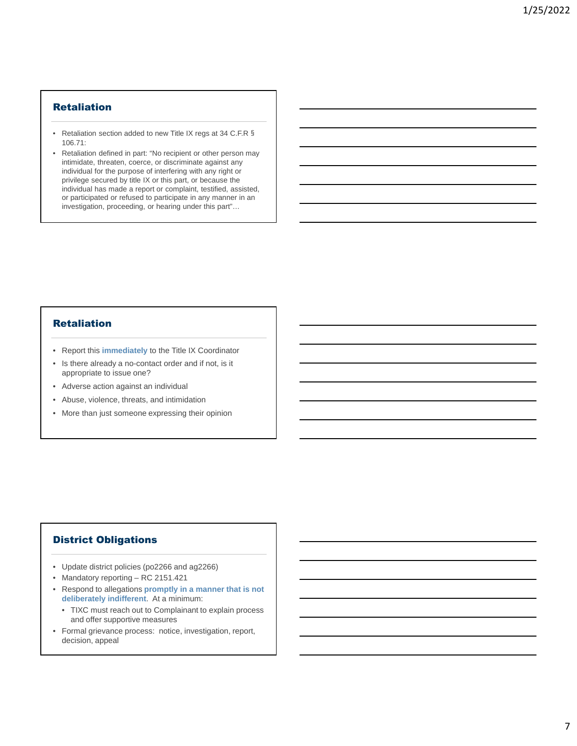## Retaliation

- Retaliation section added to new Title IX regs at 34 C.F.R § 106.71:
- Retaliation defined in part: "No recipient or other person may intimidate, threaten, coerce, or discriminate against any individual for the purpose of interfering with any right or privilege secured by title IX or this part, or because the individual has made a report or complaint, testified, assisted, or participated or refused to participate in any manner in an investigation, proceeding, or hearing under this part"…

## Retaliation

- Report this **immediately** to the Title IX Coordinator
- Is there already a no-contact order and if not, is it appropriate to issue one?
- Adverse action against an individual
- Abuse, violence, threats, and intimidation
- More than just someone expressing their opinion

## District Obligations

- Update district policies (po2266 and ag2266)
- Mandatory reporting – RC 2151.421
- Respond to allegations **promptly in a manner that is not deliberately indifferent**. At a minimum:
  - TIXC must reach out to Complainant to explain process and offer supportive measures
- Formal grievance process: notice, investigation, report, decision, appeal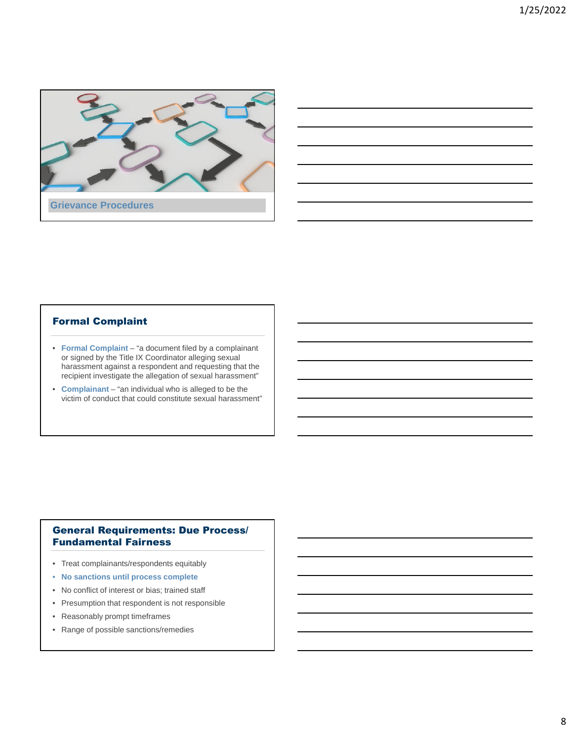## Grievance Procedures

## Formal Complaint

- **Formal Complaint** – "a document filed by a complainant or signed by the Title IX Coordinator alleging sexual harassment against a respondent and requesting that the recipient investigate the allegation of sexual harassment"
- **Complainant** – "an individual who is alleged to be the victim of conduct that could constitute sexual harassment"

## General Requirements: Due Process/ Fundamental Fairness

- Treat complainants/respondents equitably
- **No sanctions until process complete**
- No conflict of interest or bias; trained staff
- Presumption that respondent is not responsible
- Reasonably prompt timeframes
- Range of possible sanctions/remedies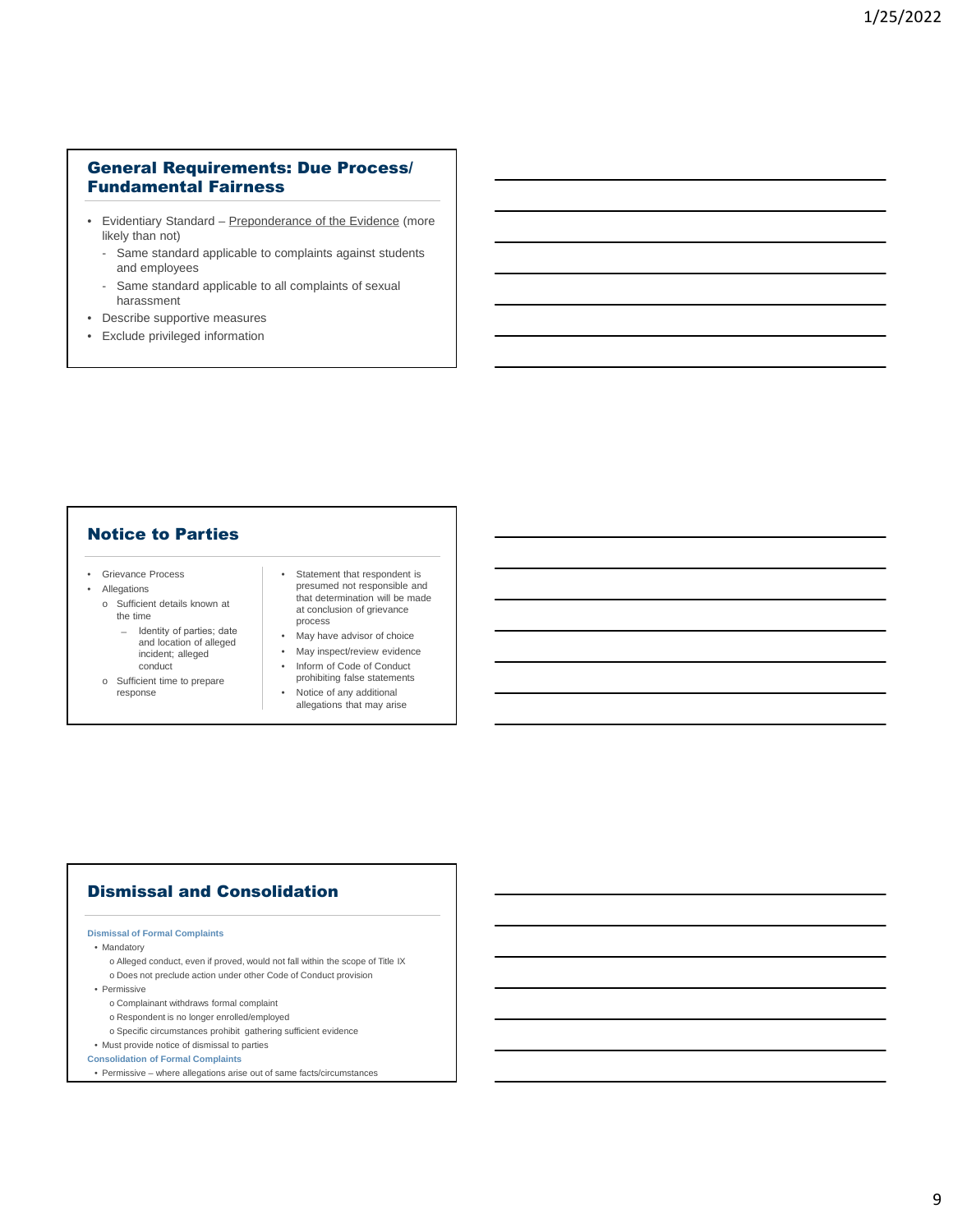## General Requirements: Due Process/ Fundamental Fairness

- Evidentiary Standard – Preponderance of the Evidence (more likely than not)
  - Same standard applicable to complaints against students and employees
  - Same standard applicable to all complaints of sexual harassment
- Describe supportive measures
- Exclude privileged information

## Notice to Parties

- Grievance Process
- Allegations
  - Sufficient details known at the time
    - Identity of parties; date and location of alleged incident; alleged conduct
  - Sufficient time to prepare response
- Statement that respondent is presumed not responsible and that determination will be made at conclusion of grievance process
- May have advisor of choice
- May inspect/review evidence
- Inform of Code of Conduct prohibiting false statements
- Notice of any additional allegations that may arise

## Dismissal and Consolidation

**Dismissal of Formal Complaints**

- Mandatory
  - Alleged conduct, even if proved, would not fall within the scope of Title IX
  - Does not preclude action under other Code of Conduct provision
- Permissive
  - Complainant withdraws formal complaint
  - Respondent is no longer enrolled/employed
  - Specific circumstances prohibit gathering sufficient evidence
- Must provide notice of dismissal to parties

**Consolidation of Formal Complaints**

- Permissive – where allegations arise out of same facts/circumstances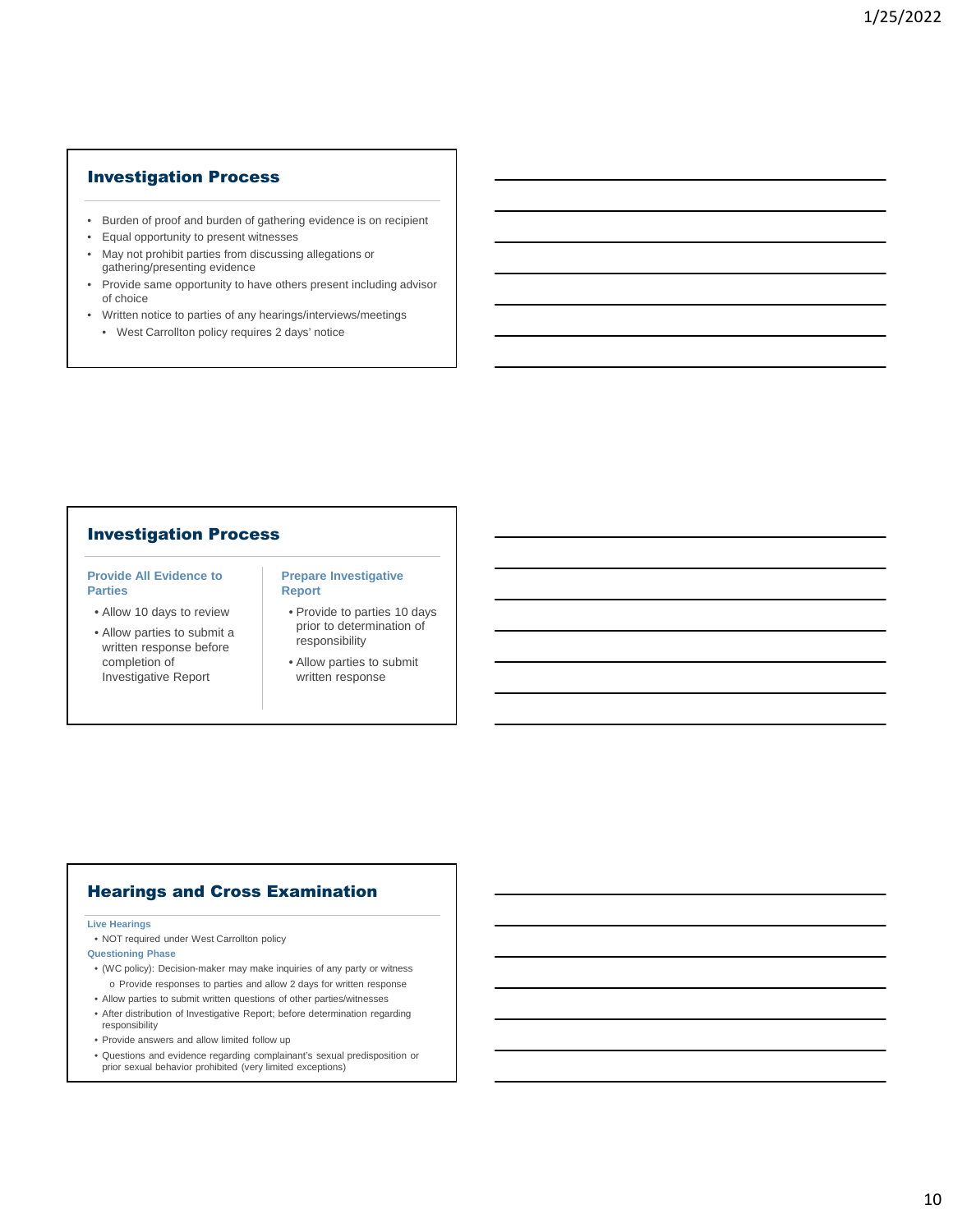## Investigation Process

- Burden of proof and burden of gathering evidence is on recipient
- Equal opportunity to present witnesses
- May not prohibit parties from discussing allegations or gathering/presenting evidence
- Provide same opportunity to have others present including advisor of choice
- Written notice to parties of any hearings/interviews/meetings
  - West Carrollton policy requires 2 days' notice

## Investigation Process

### Provide All Evidence to Parties

- Allow 10 days to review
- Allow parties to submit a written response before completion of Investigative Report

### Prepare Investigative Report

- Provide to parties 10 days prior to determination of responsibility
- Allow parties to submit written response

## Hearings and Cross Examination

### Live Hearings

- NOT required under West Carrollton policy

### Questioning Phase

- (WC policy): Decision-maker may make inquiries of any party or witness
  - o Provide responses to parties and allow 2 days for written response
- Allow parties to submit written questions of other parties/witnesses
- After distribution of Investigative Report; before determination regarding responsibility
- Provide answers and allow limited follow up
- Questions and evidence regarding complainant's sexual predisposition or prior sexual behavior prohibited (very limited exceptions)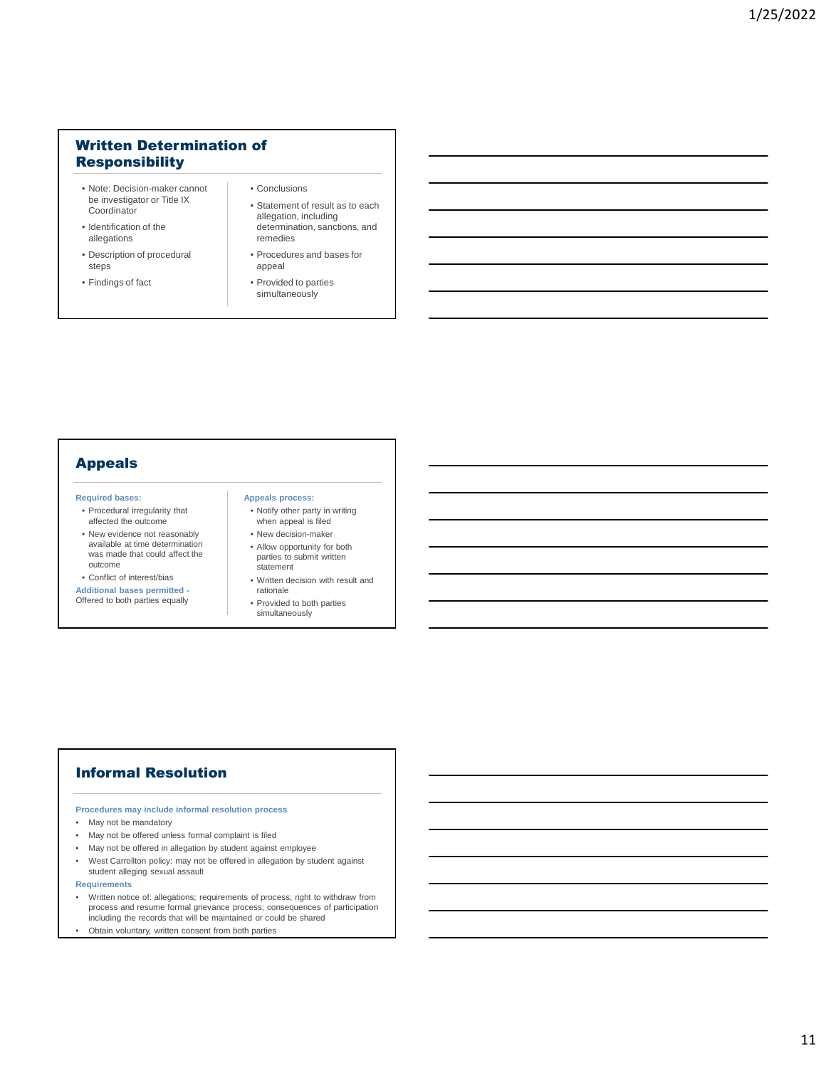## Written Determination of Responsibility

- Note: Decision-maker cannot be investigator or Title IX Coordinator
- Identification of the allegations
- Description of procedural steps
- Findings of fact
- Conclusions
- Statement of result as to each allegation, including determination, sanctions, and remedies
- Procedures and bases for appeal
- Provided to parties simultaneously

## Appeals

**Required bases:**

- Procedural irregularity that affected the outcome
- New evidence not reasonably available at time determination was made that could affect the outcome
- Conflict of interest/bias

**Additional bases permitted -** Offered to both parties equally

**Appeals process:**

- Notify other party in writing when appeal is filed
- New decision-maker
- Allow opportunity for both parties to submit written statement
- Written decision with result and rationale
- Provided to both parties simultaneously

## Informal Resolution

**Procedures may include informal resolution process**

- May not be mandatory
- May not be offered unless formal complaint is filed
- May not be offered in allegation by student against employee
- West Carrollton policy: may not be offered in allegation by student against student alleging sexual assault

**Requirements**

- Written notice of: allegations; requirements of process; right to withdraw from process and resume formal grievance process; consequences of participation including the records that will be maintained or could be shared
- Obtain voluntary, written consent from both parties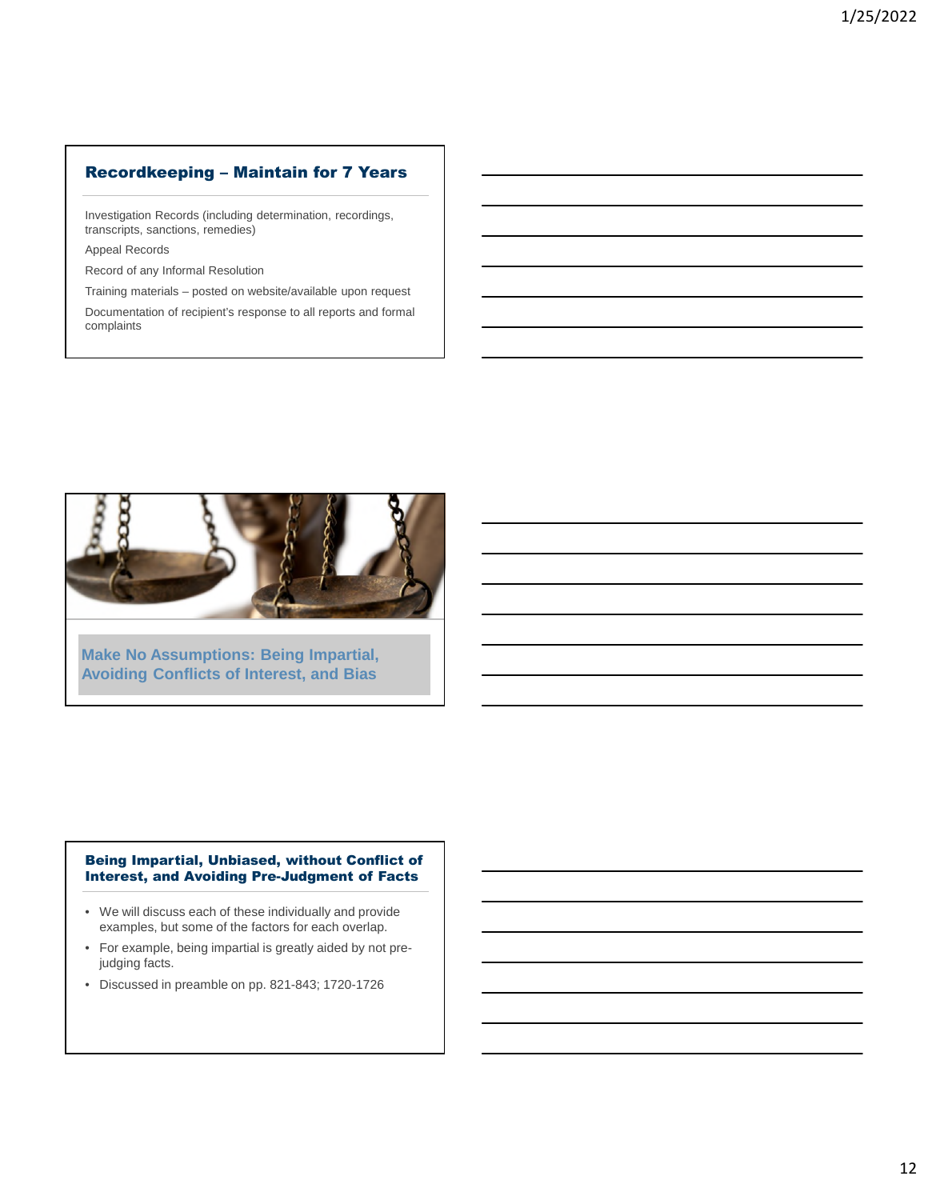## Recordkeeping – Maintain for 7 Years

Investigation Records (including determination, recordings, transcripts, sanctions, remedies)

Appeal Records

Record of any Informal Resolution

Training materials – posted on website/available upon request

Documentation of recipient's response to all reports and formal complaints

## Make No Assumptions: Being Impartial, Avoiding Conflicts of Interest, and Bias

## Being Impartial, Unbiased, without Conflict of Interest, and Avoiding Pre-Judgment of Facts

- We will discuss each of these individually and provide examples, but some of the factors for each overlap.
- For example, being impartial is greatly aided by not pre-judging facts.
- Discussed in preamble on pp. 821-843; 1720-1726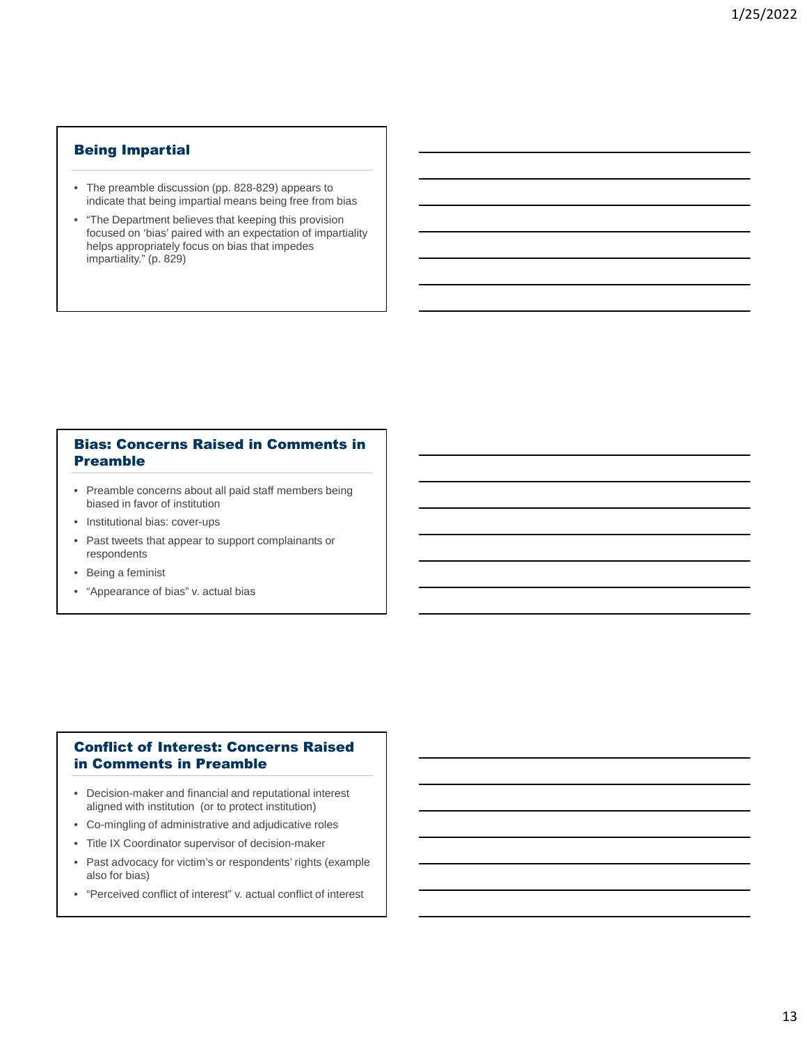## Being Impartial

- The preamble discussion (pp. 828-829) appears to indicate that being impartial means being free from bias
- "The Department believes that keeping this provision focused on 'bias' paired with an expectation of impartiality helps appropriately focus on bias that impedes impartiality." (p. 829)

## Bias: Concerns Raised in Comments in Preamble

- Preamble concerns about all paid staff members being biased in favor of institution
- Institutional bias: cover-ups
- Past tweets that appear to support complainants or respondents
- Being a feminist
- "Appearance of bias" v. actual bias

## Conflict of Interest: Concerns Raised in Comments in Preamble

- Decision-maker and financial and reputational interest aligned with institution (or to protect institution)
- Co-mingling of administrative and adjudicative roles
- Title IX Coordinator supervisor of decision-maker
- Past advocacy for victim's or respondents' rights (example also for bias)
- "Perceived conflict of interest" v. actual conflict of interest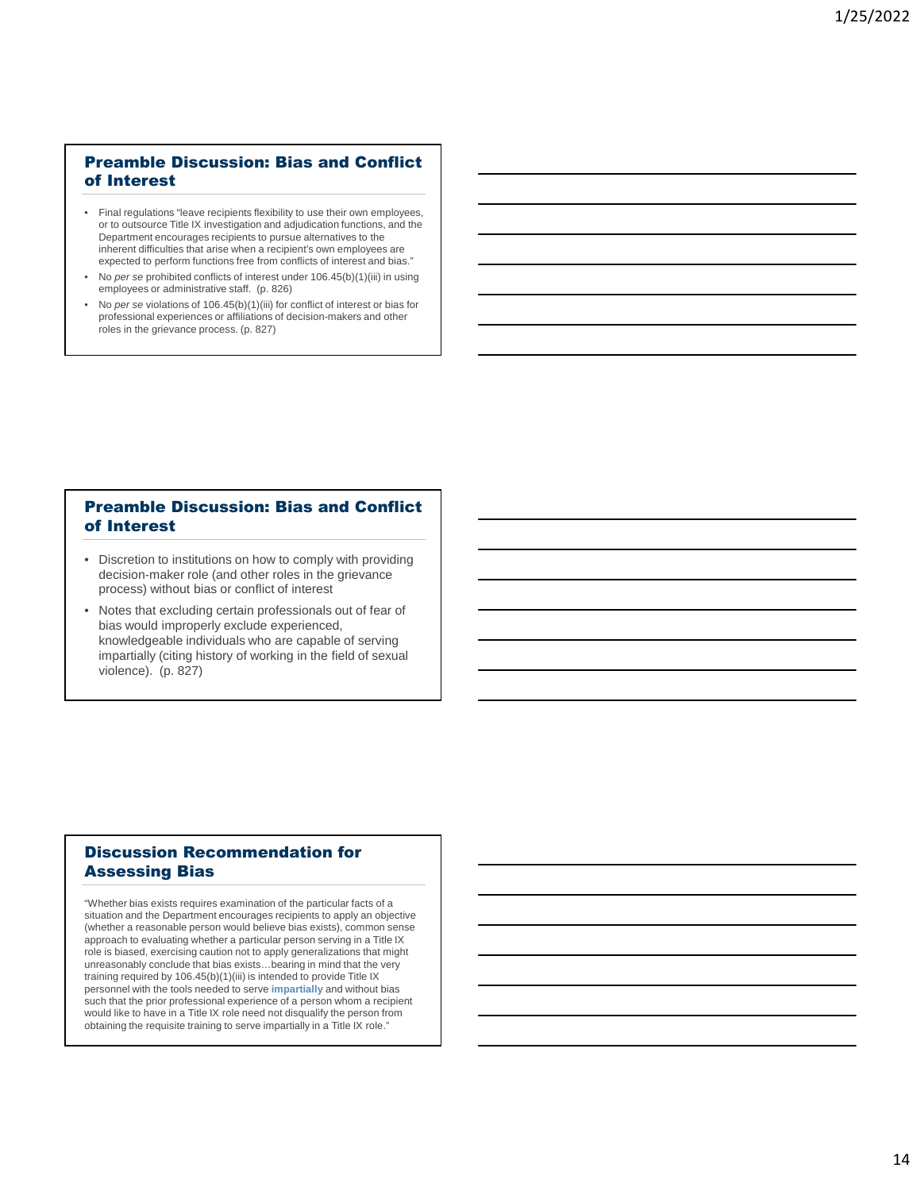## Preamble Discussion: Bias and Conflict of Interest

- Final regulations "leave recipients flexibility to use their own employees, or to outsource Title IX investigation and adjudication functions, and the Department encourages recipients to pursue alternatives to the inherent difficulties that arise when a recipient's own employees are expected to perform functions free from conflicts of interest and bias."
- No *per se* prohibited conflicts of interest under 106.45(b)(1)(iii) in using employees or administrative staff. (p. 826)
- No *per se* violations of 106.45(b)(1)(iii) for conflict of interest or bias for professional experiences or affiliations of decision-makers and other roles in the grievance process. (p. 827)

## Preamble Discussion: Bias and Conflict of Interest

- Discretion to institutions on how to comply with providing decision-maker role (and other roles in the grievance process) without bias or conflict of interest
- Notes that excluding certain professionals out of fear of bias would improperly exclude experienced, knowledgeable individuals who are capable of serving impartially (citing history of working in the field of sexual violence). (p. 827)

## Discussion Recommendation for Assessing Bias

"Whether bias exists requires examination of the particular facts of a situation and the Department encourages recipients to apply an objective (whether a reasonable person would believe bias exists), common sense approach to evaluating whether a particular person serving in a Title IX role is biased, exercising caution not to apply generalizations that might unreasonably conclude that bias exists…bearing in mind that the very training required by 106.45(b)(1)(iii) is intended to provide Title IX personnel with the tools needed to serve **impartially** and without bias such that the prior professional experience of a person whom a recipient would like to have in a Title IX role need not disqualify the person from obtaining the requisite training to serve impartially in a Title IX role."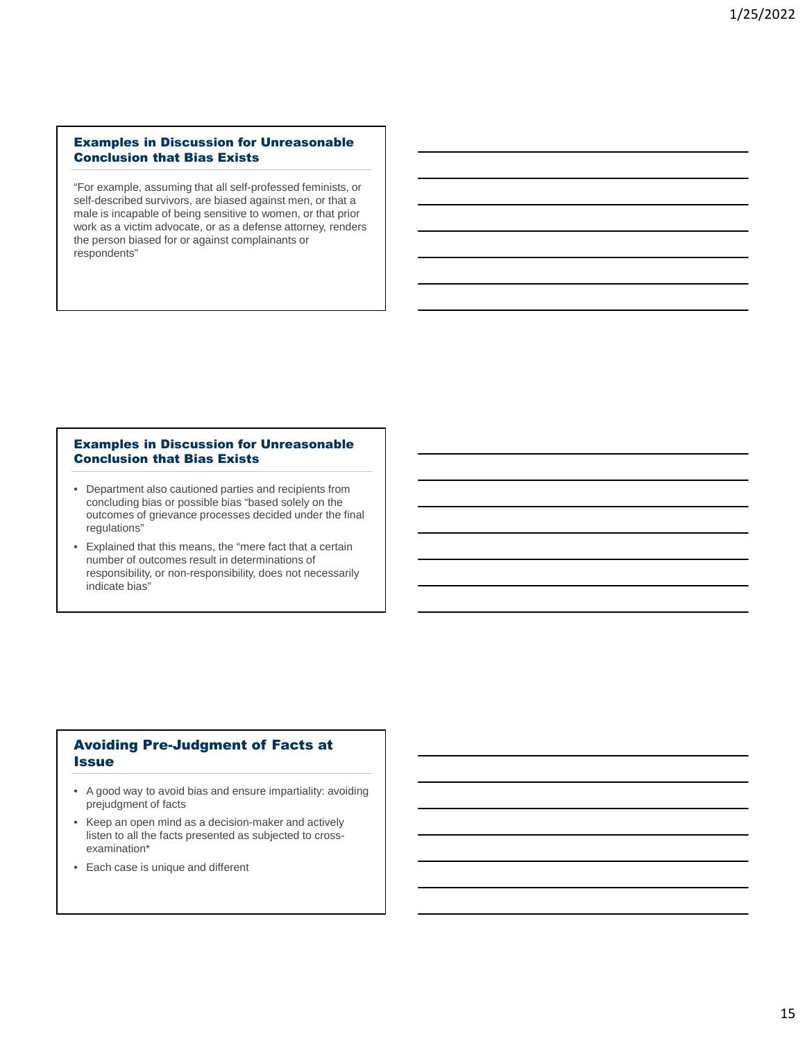## Examples in Discussion for Unreasonable Conclusion that Bias Exists

"For example, assuming that all self-professed feminists, or self-described survivors, are biased against men, or that a male is incapable of being sensitive to women, or that prior work as a victim advocate, or as a defense attorney, renders the person biased for or against complainants or respondents"

## Examples in Discussion for Unreasonable Conclusion that Bias Exists

- Department also cautioned parties and recipients from concluding bias or possible bias "based solely on the outcomes of grievance processes decided under the final regulations"
- Explained that this means, the "mere fact that a certain number of outcomes result in determinations of responsibility, or non-responsibility, does not necessarily indicate bias"

## Avoiding Pre-Judgment of Facts at Issue

- A good way to avoid bias and ensure impartiality: avoiding prejudgment of facts
- Keep an open mind as a decision-maker and actively listen to all the facts presented as subjected to cross-examination*
- Each case is unique and different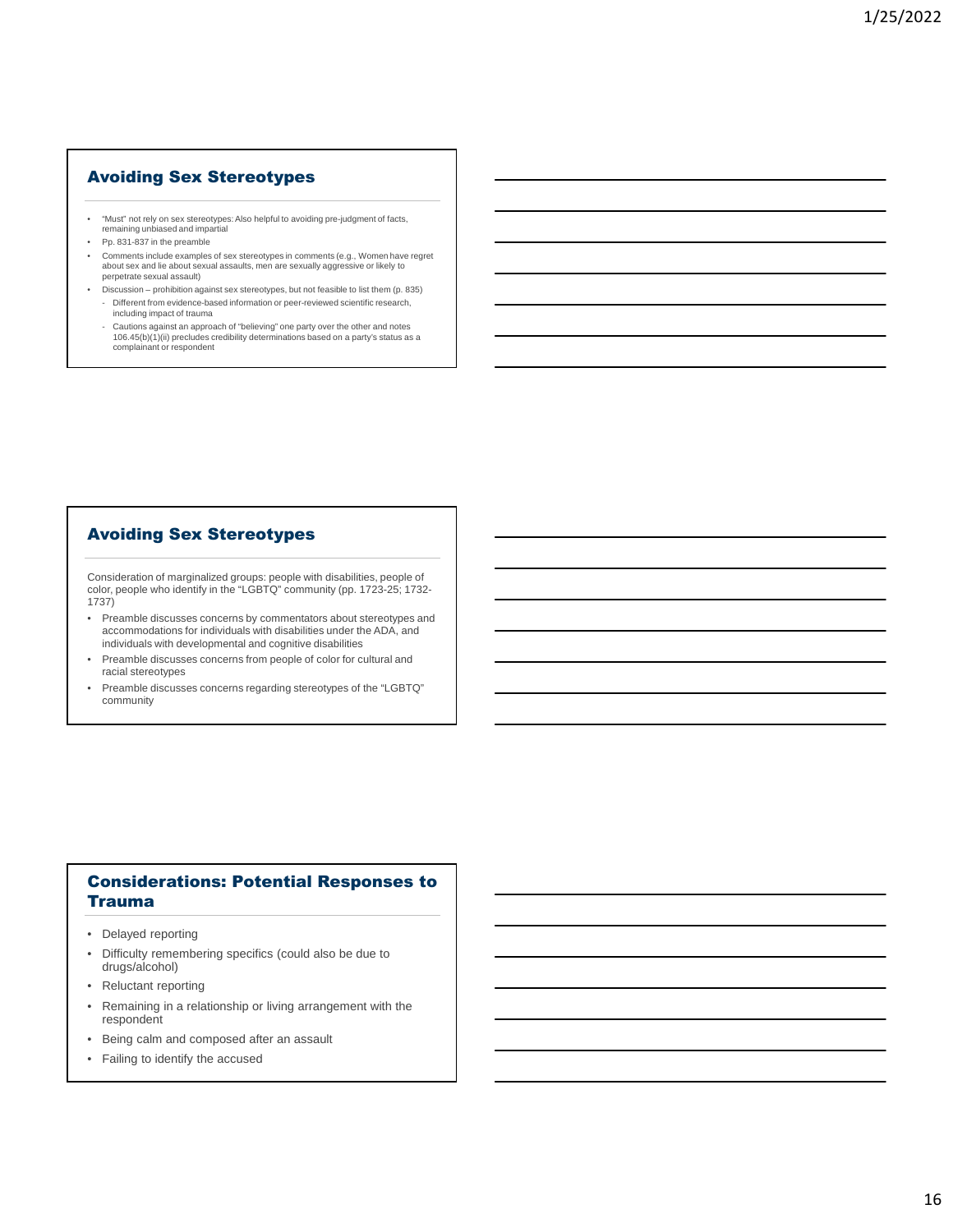## Avoiding Sex Stereotypes

- "Must" not rely on sex stereotypes: Also helpful to avoiding pre-judgment of facts, remaining unbiased and impartial
- Pp. 831-837 in the preamble
- Comments include examples of sex stereotypes in comments (e.g., Women have regret about sex and lie about sexual assaults, men are sexually aggressive or likely to perpetrate sexual assault)
- Discussion – prohibition against sex stereotypes, but not feasible to list them (p. 835)
  - Different from evidence-based information or peer-reviewed scientific research, including impact of trauma
  - Cautions against an approach of "believing" one party over the other and notes 106.45(b)(1)(ii) precludes credibility determinations based on a party's status as a complainant or respondent

## Avoiding Sex Stereotypes

Consideration of marginalized groups: people with disabilities, people of color, people who identify in the "LGBTQ" community (pp. 1723-25; 1732-1737)

- Preamble discusses concerns by commentators about stereotypes and accommodations for individuals with disabilities under the ADA, and individuals with developmental and cognitive disabilities
- Preamble discusses concerns from people of color for cultural and racial stereotypes
- Preamble discusses concerns regarding stereotypes of the "LGBTQ" community

## Considerations: Potential Responses to Trauma

- Delayed reporting
- Difficulty remembering specifics (could also be due to drugs/alcohol)
- Reluctant reporting
- Remaining in a relationship or living arrangement with the respondent
- Being calm and composed after an assault
- Failing to identify the accused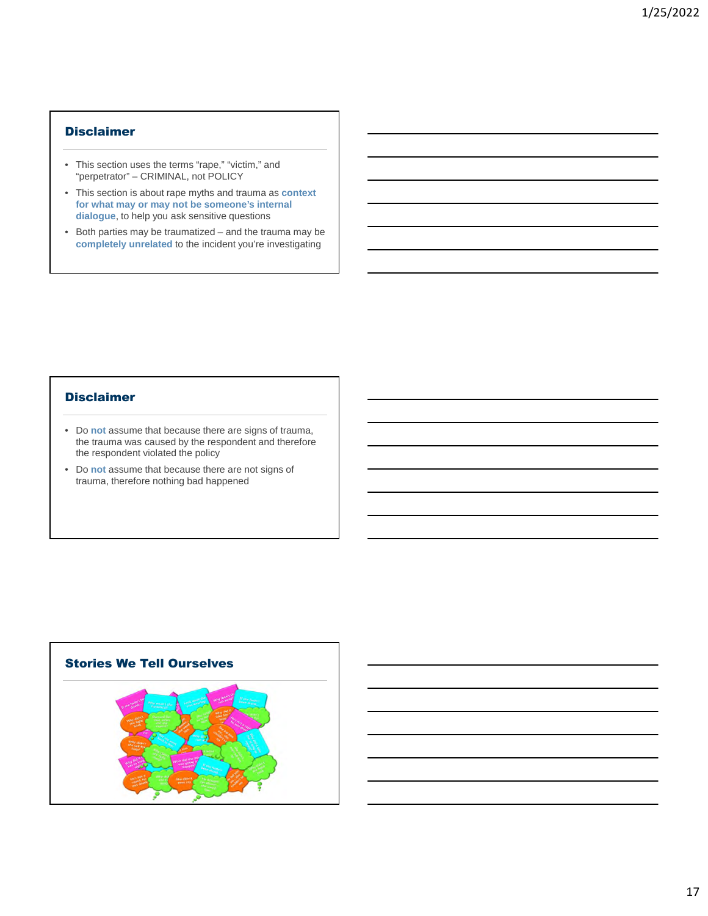## Disclaimer

- This section uses the terms "rape," "victim," and "perpetrator" – CRIMINAL, not POLICY
- This section is about rape myths and trauma as **context for what may or may not be someone's internal dialogue**, to help you ask sensitive questions
- Both parties may be traumatized – and the trauma may be **completely unrelated** to the incident you're investigating

## Disclaimer

- Do **not** assume that because there are signs of trauma, the trauma was caused by the respondent and therefore the respondent violated the policy
- Do **not** assume that because there are not signs of trauma, therefore nothing bad happened

## Stories We Tell Ourselves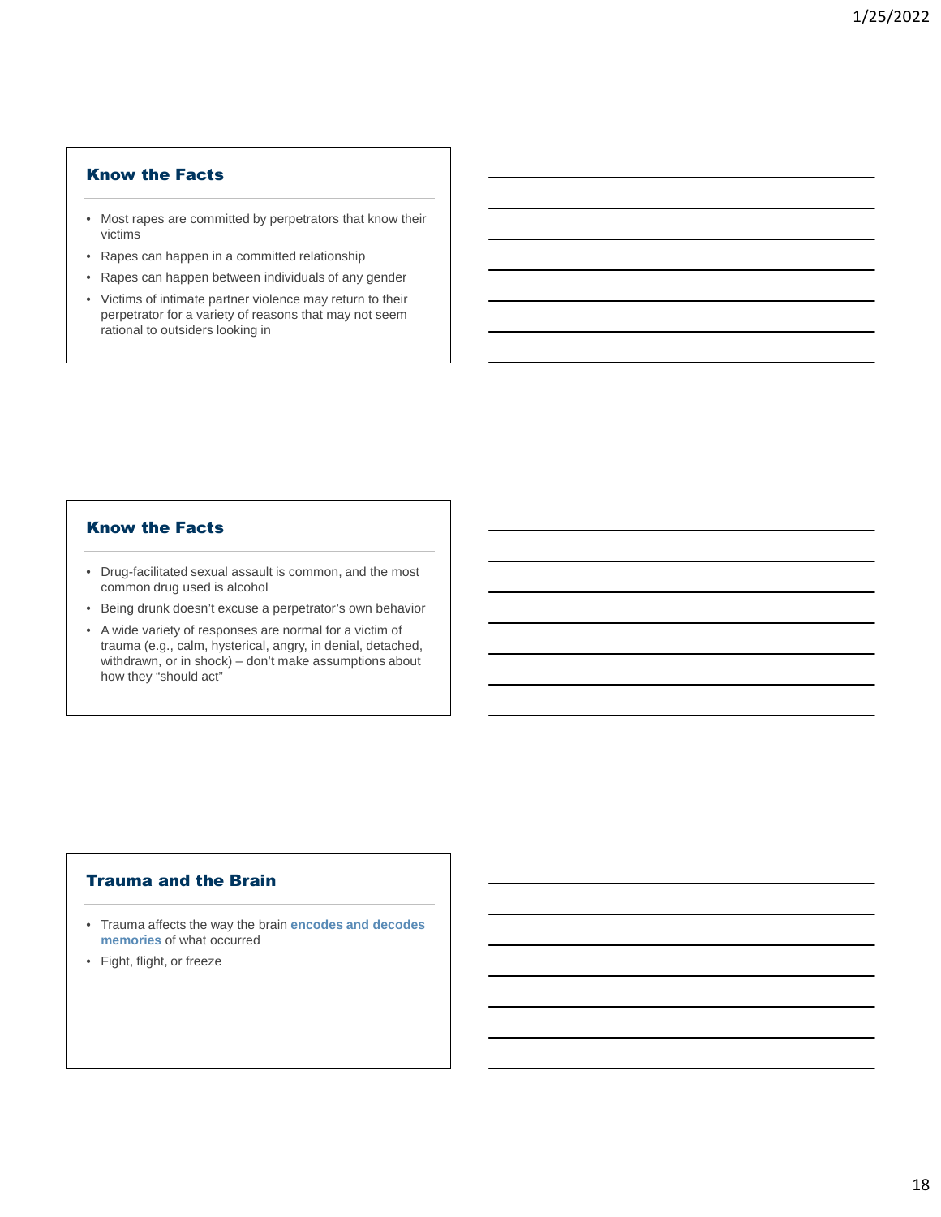## Know the Facts

- Most rapes are committed by perpetrators that know their victims
- Rapes can happen in a committed relationship
- Rapes can happen between individuals of any gender
- Victims of intimate partner violence may return to their perpetrator for a variety of reasons that may not seem rational to outsiders looking in

## Know the Facts

- Drug-facilitated sexual assault is common, and the most common drug used is alcohol
- Being drunk doesn't excuse a perpetrator's own behavior
- A wide variety of responses are normal for a victim of trauma (e.g., calm, hysterical, angry, in denial, detached, withdrawn, or in shock) – don't make assumptions about how they "should act"

## Trauma and the Brain

- Trauma affects the way the brain **encodes and decodes memories** of what occurred
- Fight, flight, or freeze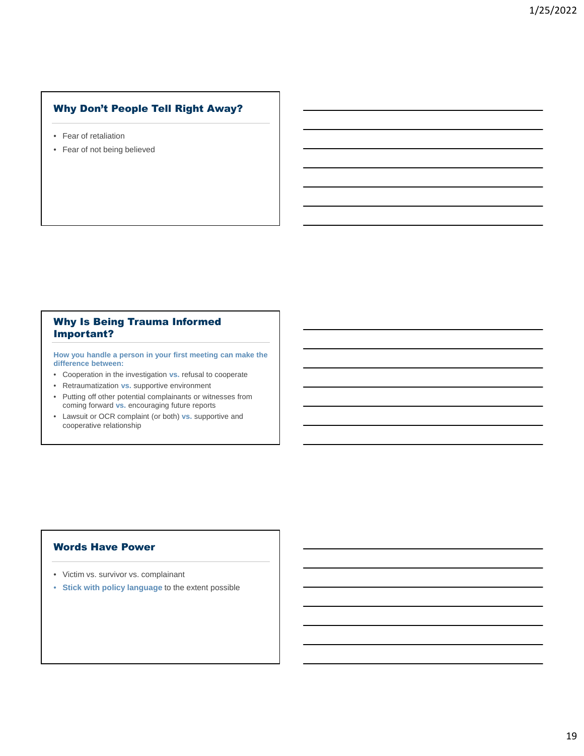## Why Don't People Tell Right Away?

- Fear of retaliation
- Fear of not being believed

## Why Is Being Trauma Informed Important?

**How you handle a person in your first meeting can make the difference between:**

- Cooperation in the investigation **vs.** refusal to cooperate
- Retraumatization **vs.** supportive environment
- Putting off other potential complainants or witnesses from coming forward **vs.** encouraging future reports
- Lawsuit or OCR complaint (or both) **vs.** supportive and cooperative relationship

## Words Have Power

- Victim vs. survivor vs. complainant
- **Stick with policy language** to the extent possible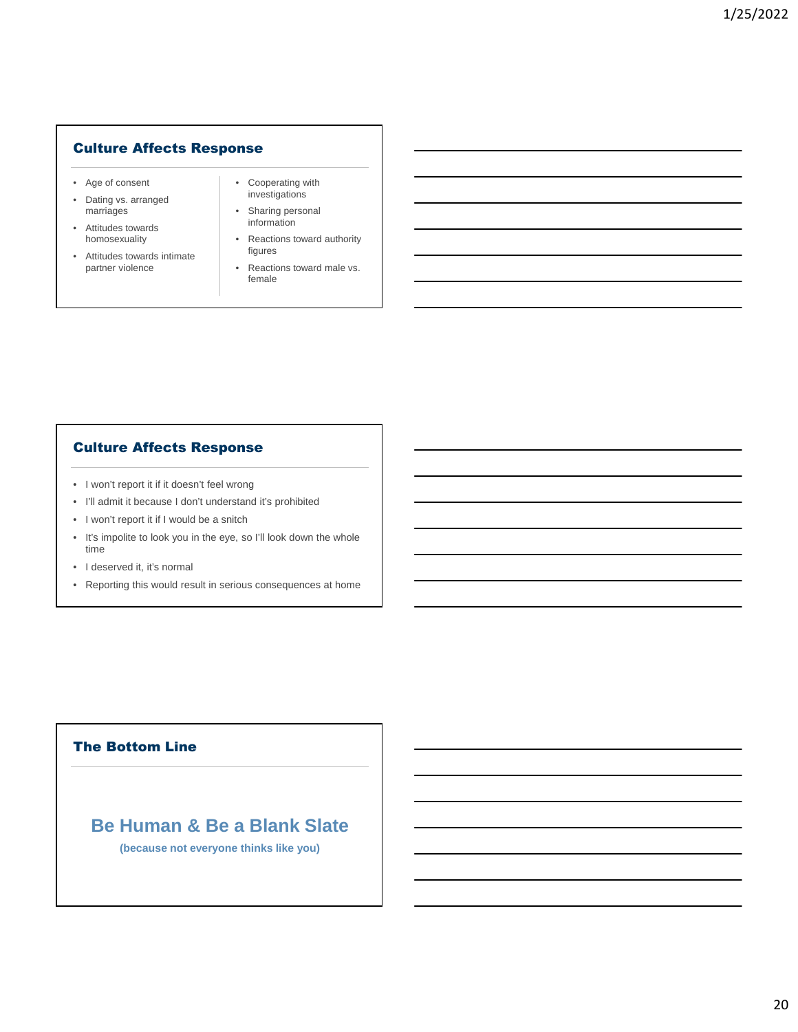## Culture Affects Response

- Age of consent
- Dating vs. arranged marriages
- Attitudes towards homosexuality
- Attitudes towards intimate partner violence
- Cooperating with investigations
- Sharing personal information
- Reactions toward authority figures
- Reactions toward male vs. female

## Culture Affects Response

- I won't report it if it doesn't feel wrong
- I'll admit it because I don't understand it's prohibited
- I won't report it if I would be a snitch
- It's impolite to look you in the eye, so I'll look down the whole time
- I deserved it, it's normal
- Reporting this would result in serious consequences at home

## The Bottom Line

**Be Human & Be a Blank Slate**

**(because not everyone thinks like you)**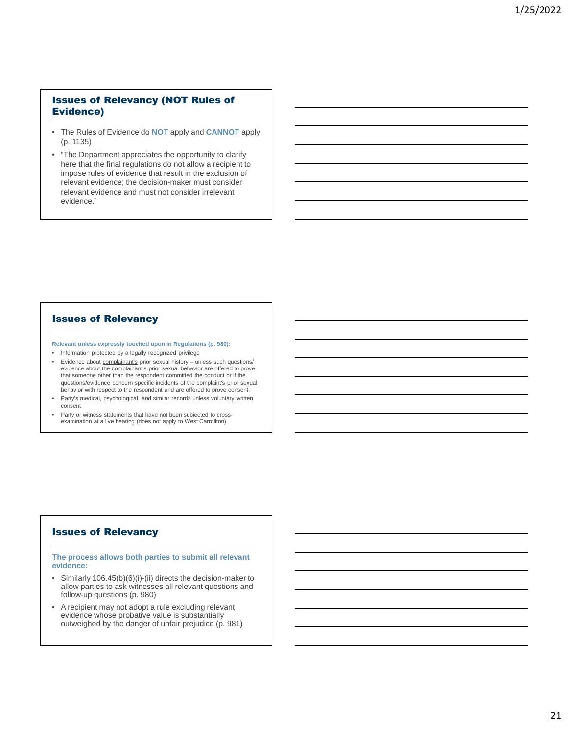## Issues of Relevancy (NOT Rules of Evidence)

- The Rules of Evidence do **NOT** apply and **CANNOT** apply (p. 1135)
- "The Department appreciates the opportunity to clarify here that the final regulations do not allow a recipient to impose rules of evidence that result in the exclusion of relevant evidence; the decision-maker must consider relevant evidence and must not consider irrelevant evidence."

## Issues of Relevancy

**Relevant unless expressly touched upon in Regulations (p. 980):**

- Information protected by a legally recognized privilege
- Evidence about complainant's prior sexual history – unless such questions/evidence about the complainant's prior sexual behavior are offered to prove that someone other than the respondent committed the conduct or if the questions/evidence concern specific incidents of the complaint's prior sexual behavior with respect to the respondent and are offered to prove consent.
- Party's medical, psychological, and similar records unless voluntary written consent
- Party or witness statements that have not been subjected to cross-examination at a live hearing (does not apply to West Carrollton)

## Issues of Relevancy

**The process allows both parties to submit all relevant evidence:**

- Similarly 106.45(b)(6)(i)-(ii) directs the decision-maker to allow parties to ask witnesses all relevant questions and follow-up questions (p. 980)
- A recipient may not adopt a rule excluding relevant evidence whose probative value is substantially outweighed by the danger of unfair prejudice (p. 981)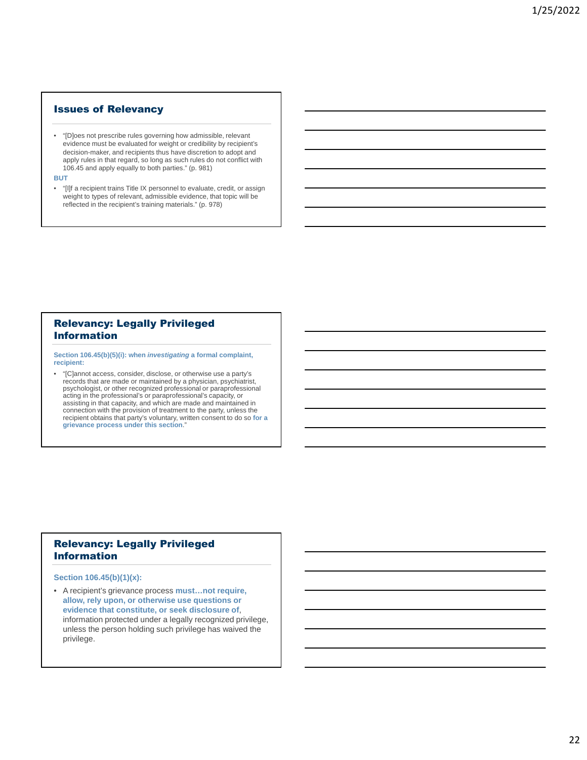## Issues of Relevancy

- "[D]oes not prescribe rules governing how admissible, relevant evidence must be evaluated for weight or credibility by recipient's decision-maker, and recipients thus have discretion to adopt and apply rules in that regard, so long as such rules do not conflict with 106.45 and apply equally to both parties." (p. 981)

**BUT**

- "[I]f a recipient trains Title IX personnel to evaluate, credit, or assign weight to types of relevant, admissible evidence, that topic will be reflected in the recipient's training materials." (p. 978)

## Relevancy: Legally Privileged Information

**Section 106.45(b)(5)(i): when *investigating* a formal complaint, recipient:**

- "[C]annot access, consider, disclose, or otherwise use a party's records that are made or maintained by a physician, psychiatrist, psychologist, or other recognized professional or paraprofessional acting in the professional's or paraprofessional's capacity, or assisting in that capacity, and which are made and maintained in connection with the provision of treatment to the party, unless the recipient obtains that party's voluntary, written consent to do so **for a grievance process under this section**."

## Relevancy: Legally Privileged Information

**Section 106.45(b)(1)(x):**

- A recipient's grievance process **must…not require, allow, rely upon, or otherwise use questions or evidence that constitute, or seek disclosure of**, information protected under a legally recognized privilege, unless the person holding such privilege has waived the privilege.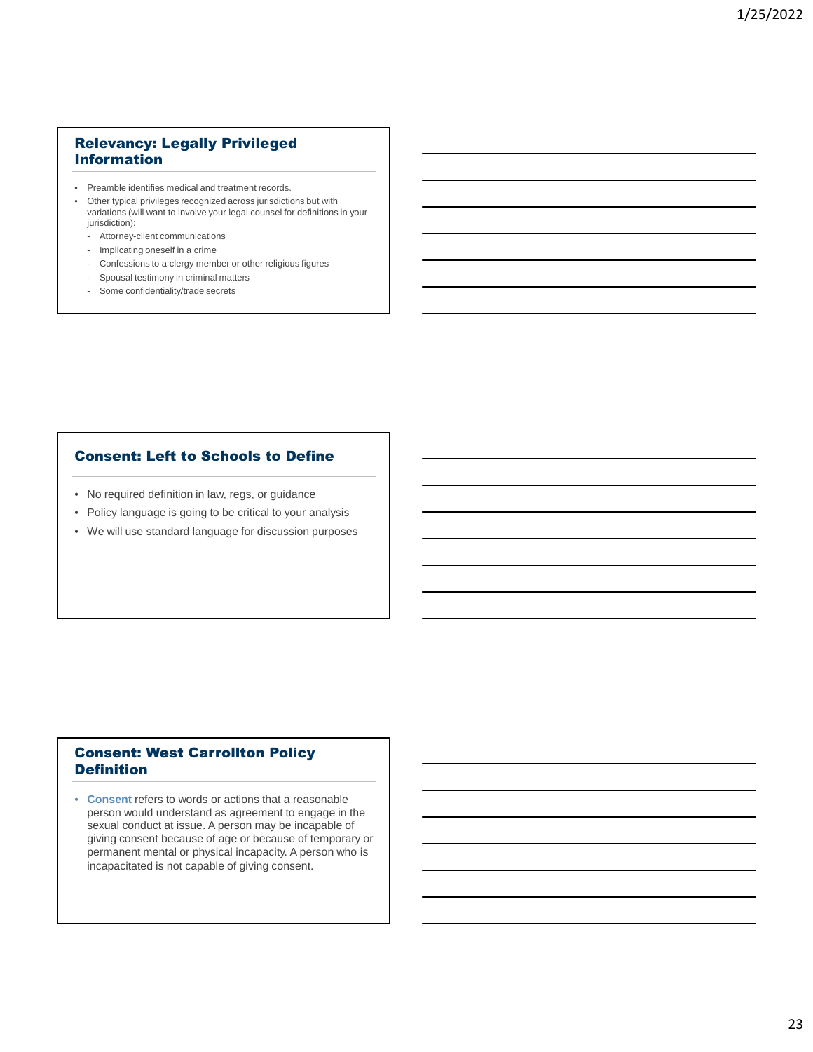## Relevancy: Legally Privileged Information

- Preamble identifies medical and treatment records.
- Other typical privileges recognized across jurisdictions but with variations (will want to involve your legal counsel for definitions in your jurisdiction):
  - Attorney-client communications
  - Implicating oneself in a crime
  - Confessions to a clergy member or other religious figures
  - Spousal testimony in criminal matters
  - Some confidentiality/trade secrets

## Consent: Left to Schools to Define

- No required definition in law, regs, or guidance
- Policy language is going to be critical to your analysis
- We will use standard language for discussion purposes

## Consent: West Carrollton Policy Definition

- **Consent** refers to words or actions that a reasonable person would understand as agreement to engage in the sexual conduct at issue. A person may be incapable of giving consent because of age or because of temporary or permanent mental or physical incapacity. A person who is incapacitated is not capable of giving consent.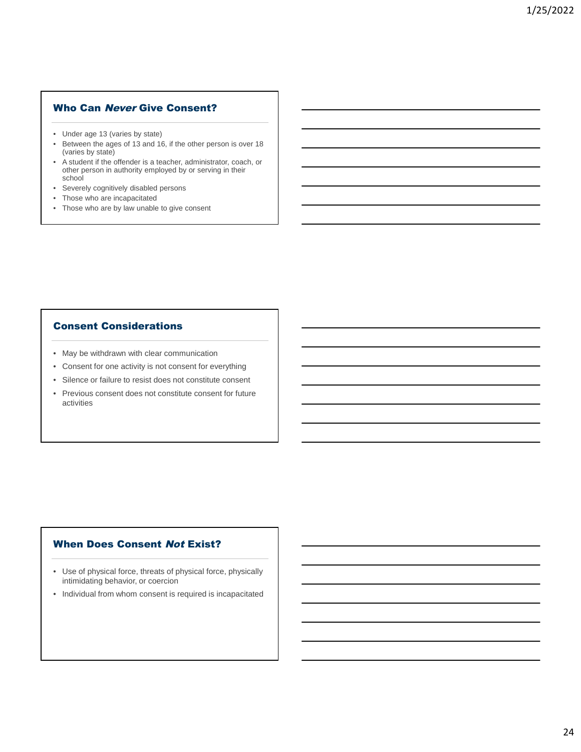## Who Can *Never* Give Consent?

- Under age 13 (varies by state)
- Between the ages of 13 and 16, if the other person is over 18 (varies by state)
- A student if the offender is a teacher, administrator, coach, or other person in authority employed by or serving in their school
- Severely cognitively disabled persons
- Those who are incapacitated
- Those who are by law unable to give consent

## Consent Considerations

- May be withdrawn with clear communication
- Consent for one activity is not consent for everything
- Silence or failure to resist does not constitute consent
- Previous consent does not constitute consent for future activities

## When Does Consent *Not* Exist?

- Use of physical force, threats of physical force, physically intimidating behavior, or coercion
- Individual from whom consent is required is incapacitated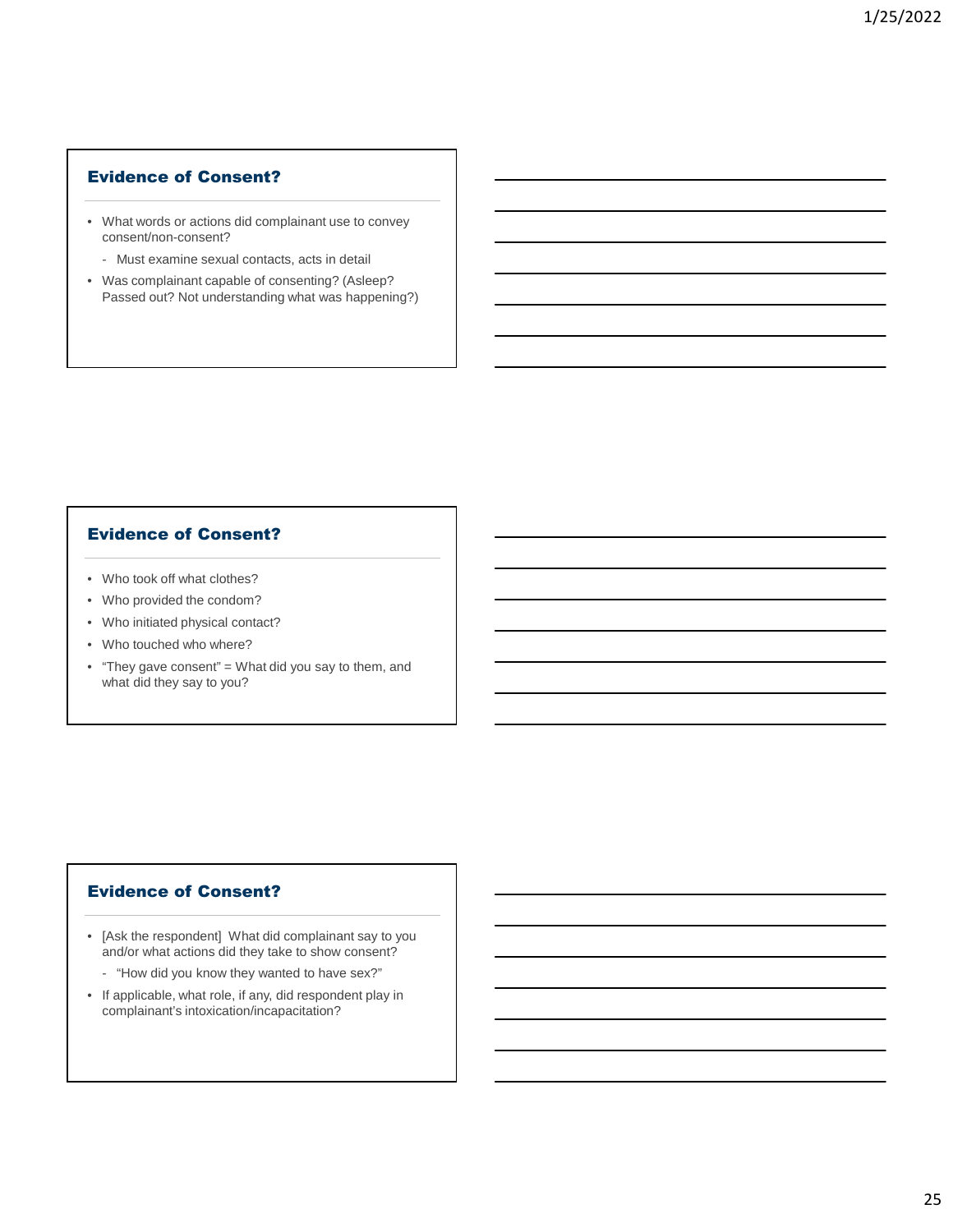## Evidence of Consent?

- What words or actions did complainant use to convey consent/non-consent?
  - Must examine sexual contacts, acts in detail
- Was complainant capable of consenting? (Asleep? Passed out? Not understanding what was happening?)

## Evidence of Consent?

- Who took off what clothes?
- Who provided the condom?
- Who initiated physical contact?
- Who touched who where?
- “They gave consent” = What did you say to them, and what did they say to you?

## Evidence of Consent?

- [Ask the respondent] What did complainant say to you and/or what actions did they take to show consent?
  - “How did you know they wanted to have sex?”
- If applicable, what role, if any, did respondent play in complainant’s intoxication/incapacitation?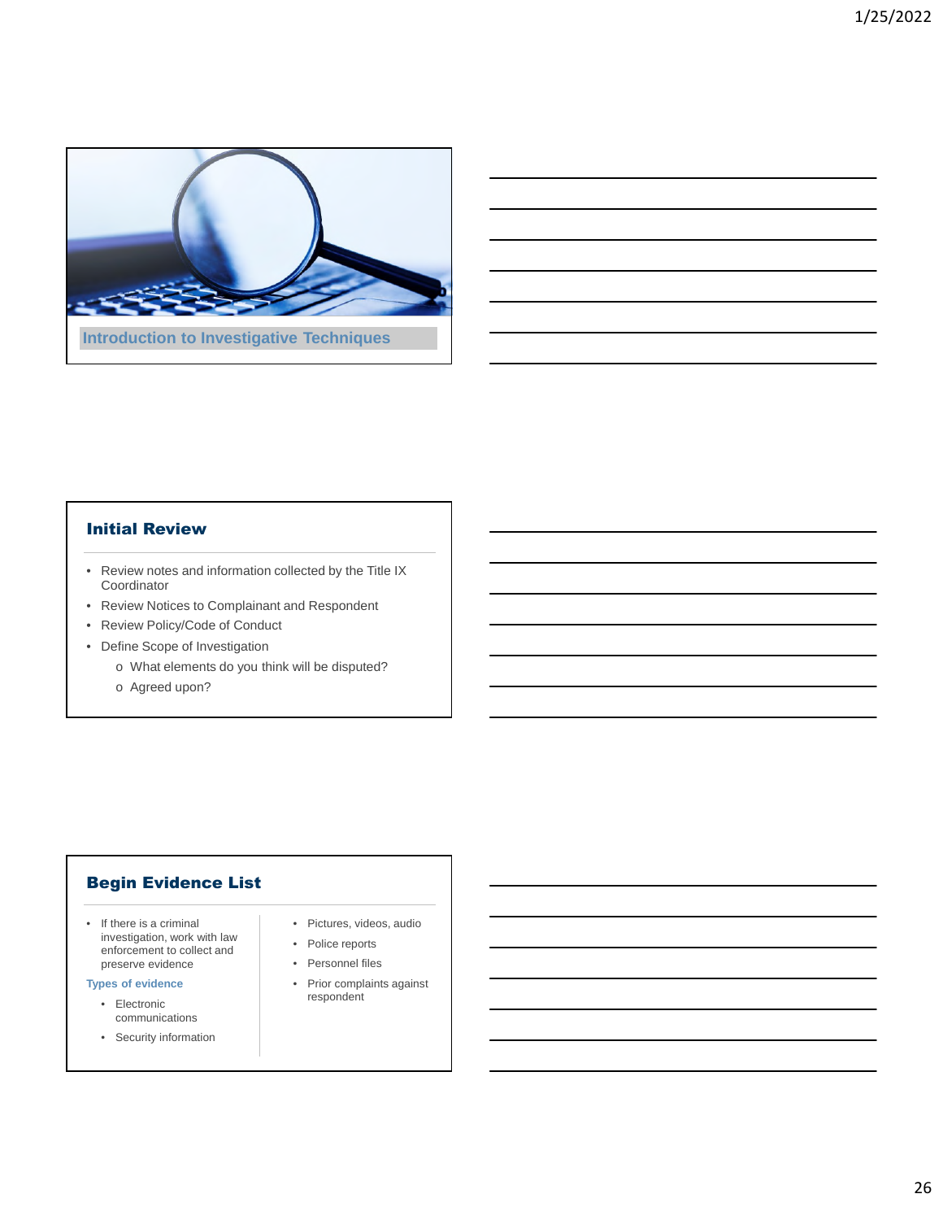## Introduction to Investigative Techniques

## Initial Review

- Review notes and information collected by the Title IX Coordinator
- Review Notices to Complainant and Respondent
- Review Policy/Code of Conduct
- Define Scope of Investigation
  - o What elements do you think will be disputed?
  - o Agreed upon?

## Begin Evidence List

- If there is a criminal investigation, work with law enforcement to collect and preserve evidence

**Types of evidence**

- Electronic communications
- Security information
- Pictures, videos, audio
- Police reports
- Personnel files
- Prior complaints against respondent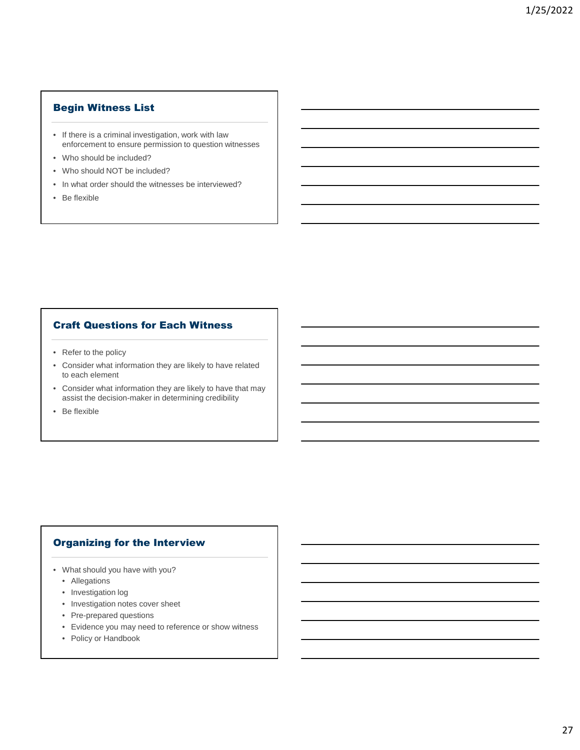## Begin Witness List

- If there is a criminal investigation, work with law enforcement to ensure permission to question witnesses
- Who should be included?
- Who should NOT be included?
- In what order should the witnesses be interviewed?
- Be flexible

## Craft Questions for Each Witness

- Refer to the policy
- Consider what information they are likely to have related to each element
- Consider what information they are likely to have that may assist the decision-maker in determining credibility
- Be flexible

## Organizing for the Interview

- What should you have with you?
  - Allegations
  - Investigation log
  - Investigation notes cover sheet
  - Pre-prepared questions
  - Evidence you may need to reference or show witness
  - Policy or Handbook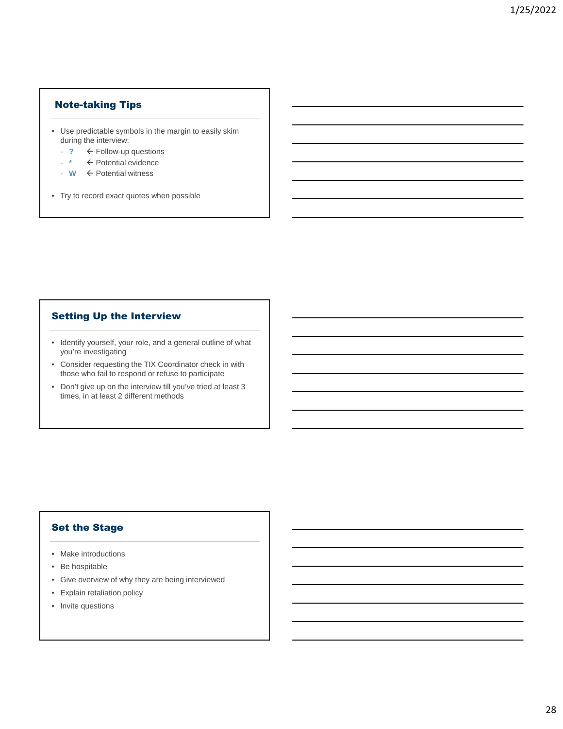## Note-taking Tips

- Use predictable symbols in the margin to easily skim during the interview:
  - **?** ← Follow-up questions
  - **\*** ← Potential evidence
  - **W** ← Potential witness
- Try to record exact quotes when possible

## Setting Up the Interview

- Identify yourself, your role, and a general outline of what you're investigating
- Consider requesting the TIX Coordinator check in with those who fail to respond or refuse to participate
- Don't give up on the interview till you've tried at least 3 times, in at least 2 different methods

## Set the Stage

- Make introductions
- Be hospitable
- Give overview of why they are being interviewed
- Explain retaliation policy
- Invite questions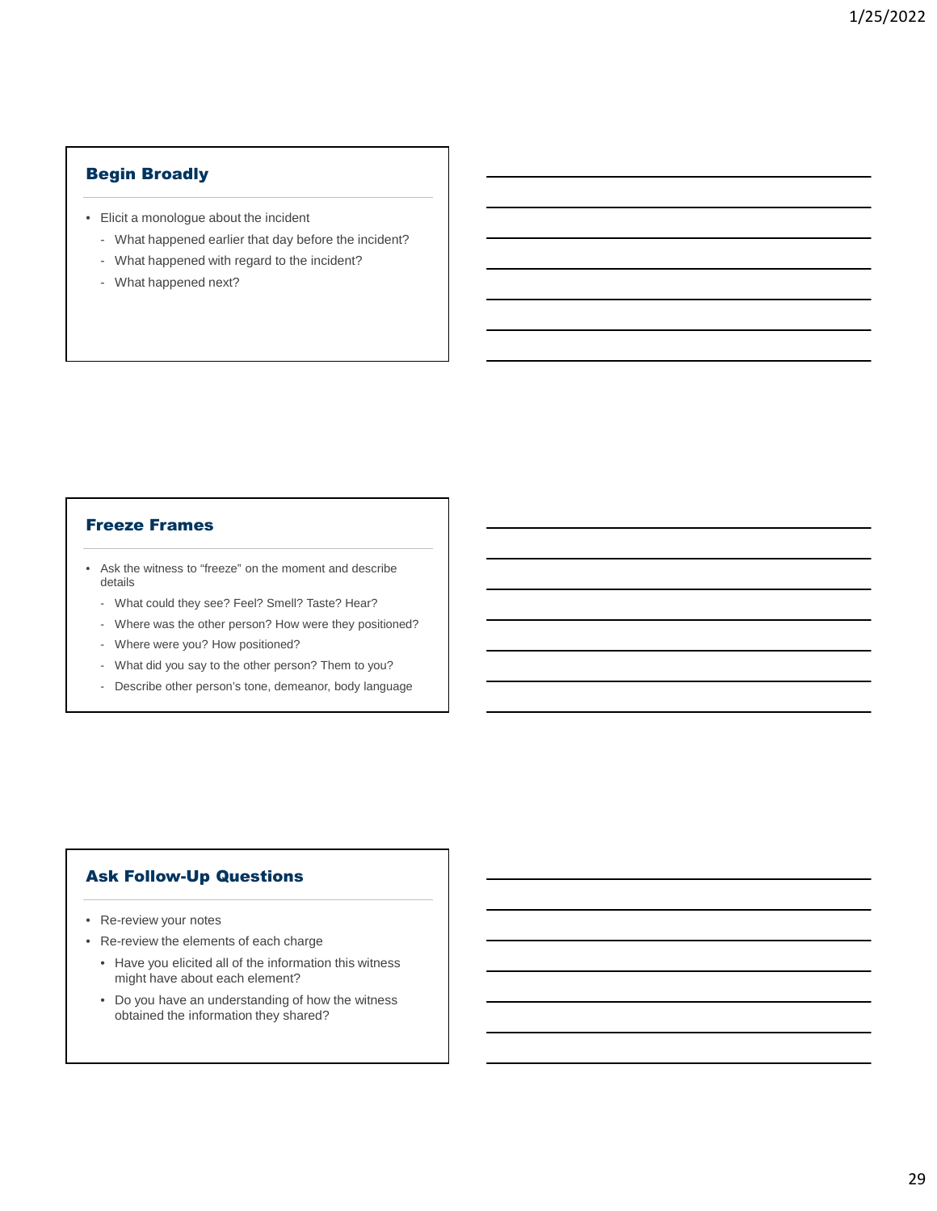## Begin Broadly

- Elicit a monologue about the incident
  - What happened earlier that day before the incident?
  - What happened with regard to the incident?
  - What happened next?

## Freeze Frames

- Ask the witness to "freeze" on the moment and describe details
  - What could they see? Feel? Smell? Taste? Hear?
  - Where was the other person? How were they positioned?
  - Where were you? How positioned?
  - What did you say to the other person? Them to you?
  - Describe other person's tone, demeanor, body language

## Ask Follow-Up Questions

- Re-review your notes
- Re-review the elements of each charge
  - Have you elicited all of the information this witness might have about each element?
  - Do you have an understanding of how the witness obtained the information they shared?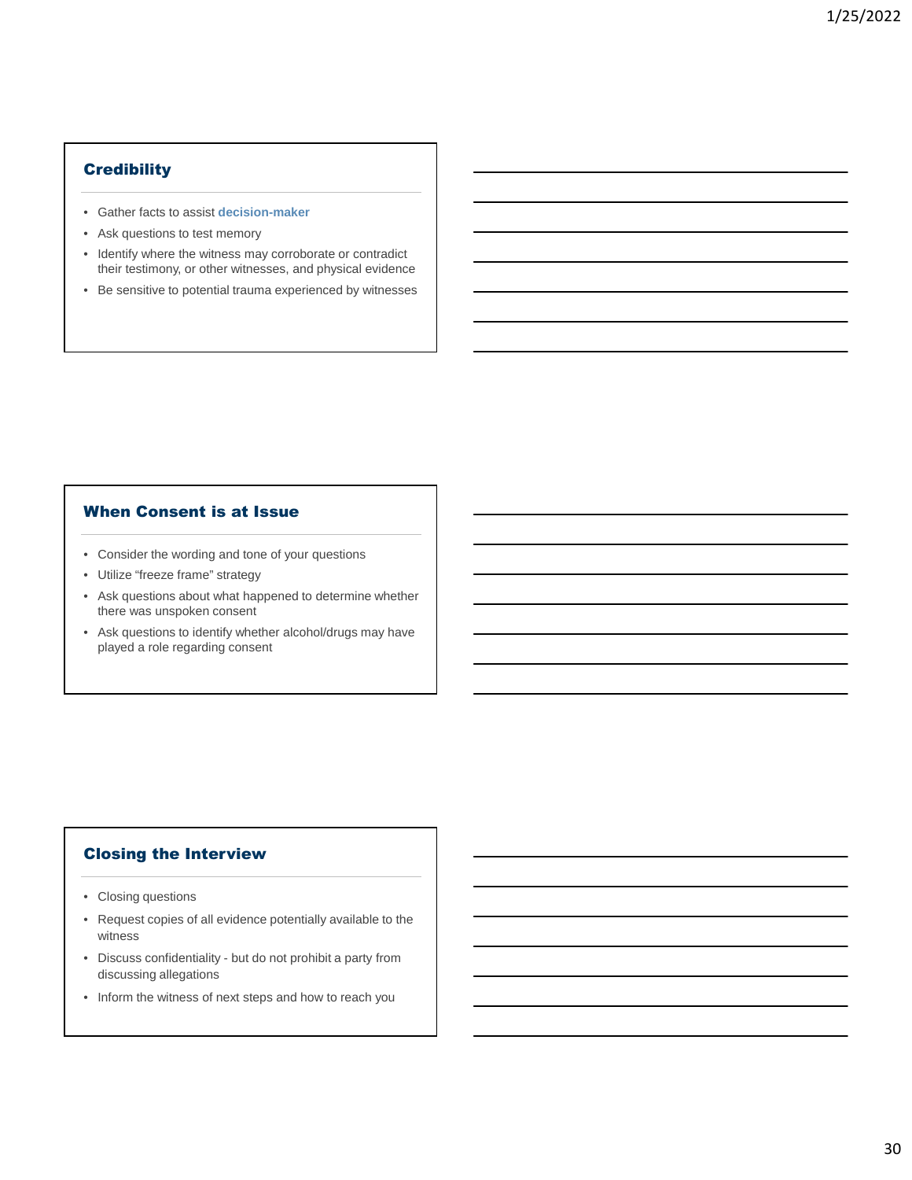## Credibility

- Gather facts to assist **decision-maker**
- Ask questions to test memory
- Identify where the witness may corroborate or contradict their testimony, or other witnesses, and physical evidence
- Be sensitive to potential trauma experienced by witnesses

## When Consent is at Issue

- Consider the wording and tone of your questions
- Utilize “freeze frame” strategy
- Ask questions about what happened to determine whether there was unspoken consent
- Ask questions to identify whether alcohol/drugs may have played a role regarding consent

## Closing the Interview

- Closing questions
- Request copies of all evidence potentially available to the witness
- Discuss confidentiality - but do not prohibit a party from discussing allegations
- Inform the witness of next steps and how to reach you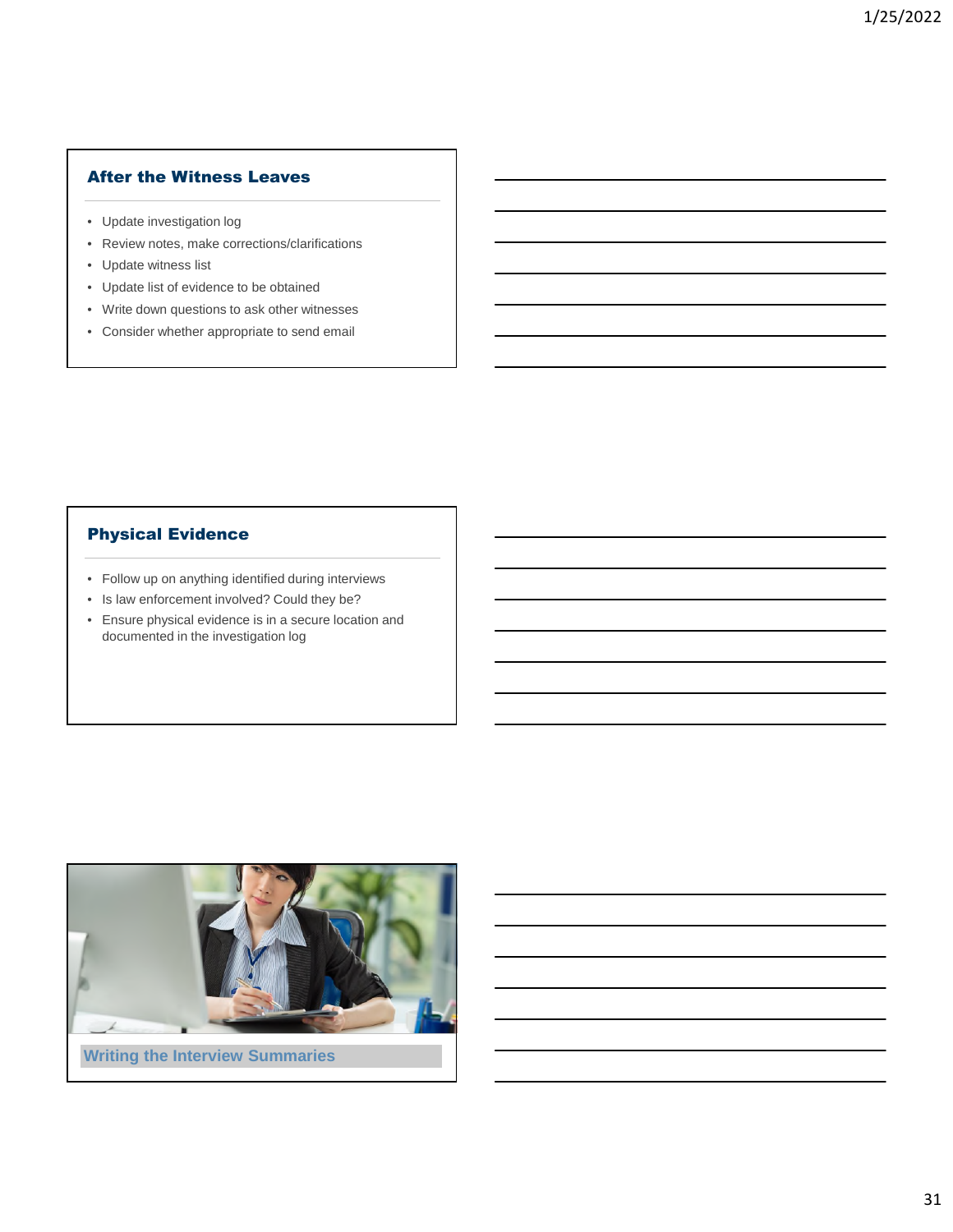## After the Witness Leaves

- Update investigation log
- Review notes, make corrections/clarifications
- Update witness list
- Update list of evidence to be obtained
- Write down questions to ask other witnesses
- Consider whether appropriate to send email

## Physical Evidence

- Follow up on anything identified during interviews
- Is law enforcement involved? Could they be?
- Ensure physical evidence is in a secure location and documented in the investigation log

## Writing the Interview Summaries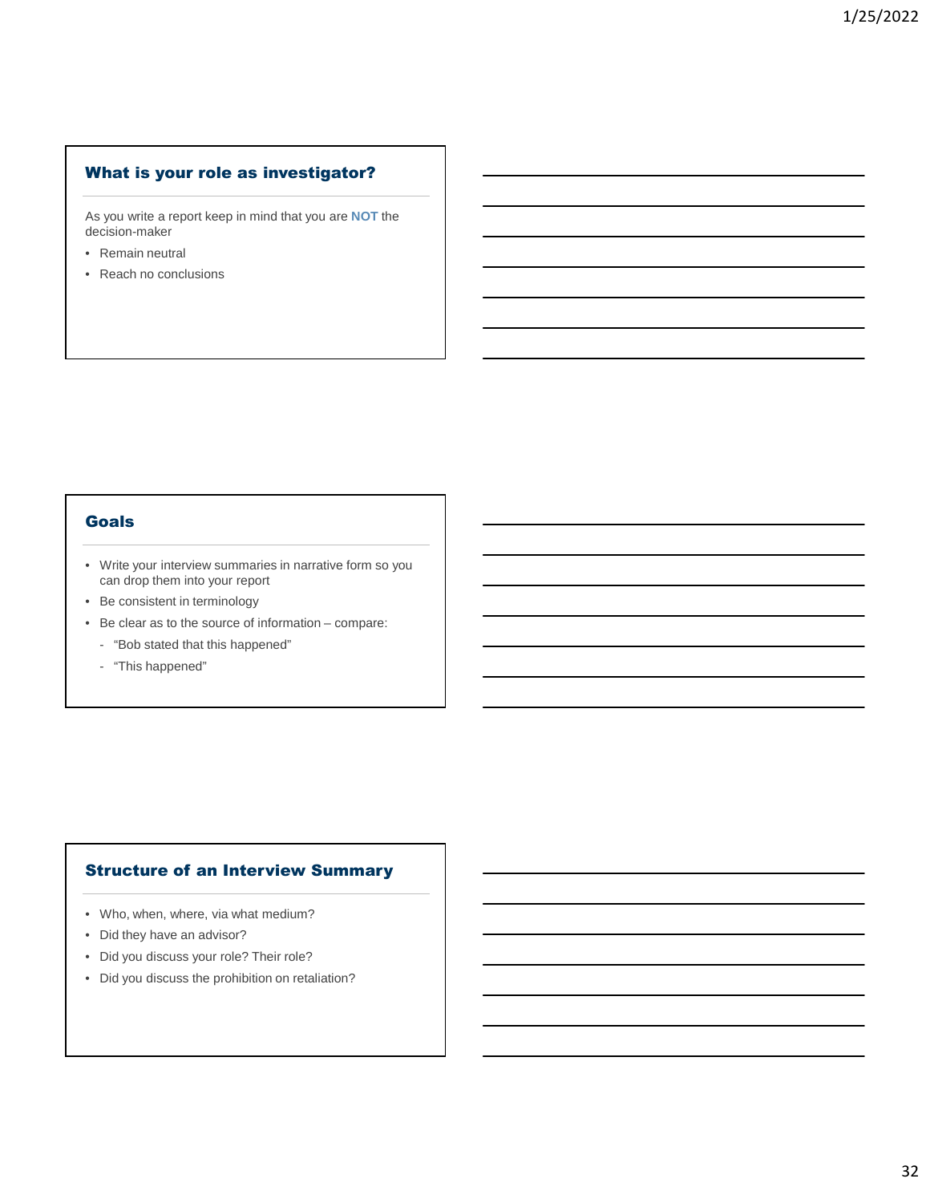## What is your role as investigator?

As you write a report keep in mind that you are **NOT** the decision-maker

- Remain neutral
- Reach no conclusions

## Goals

- Write your interview summaries in narrative form so you can drop them into your report
- Be consistent in terminology
- Be clear as to the source of information – compare:
  - "Bob stated that this happened"
  - "This happened"

## Structure of an Interview Summary

- Who, when, where, via what medium?
- Did they have an advisor?
- Did you discuss your role? Their role?
- Did you discuss the prohibition on retaliation?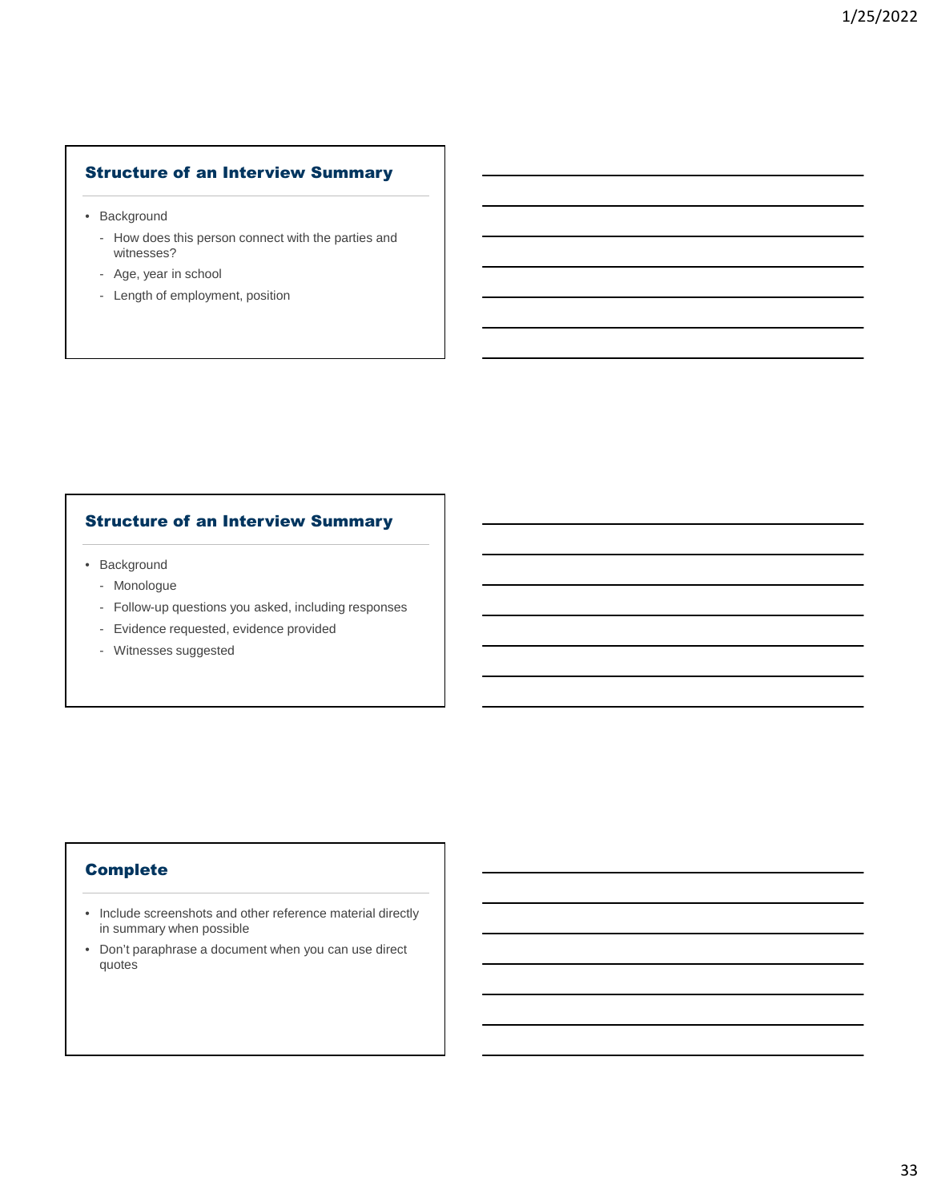## Structure of an Interview Summary

- Background
  - How does this person connect with the parties and witnesses?
  - Age, year in school
  - Length of employment, position

## Structure of an Interview Summary

- Background
  - Monologue
  - Follow-up questions you asked, including responses
  - Evidence requested, evidence provided
  - Witnesses suggested

## Complete

- Include screenshots and other reference material directly in summary when possible
- Don't paraphrase a document when you can use direct quotes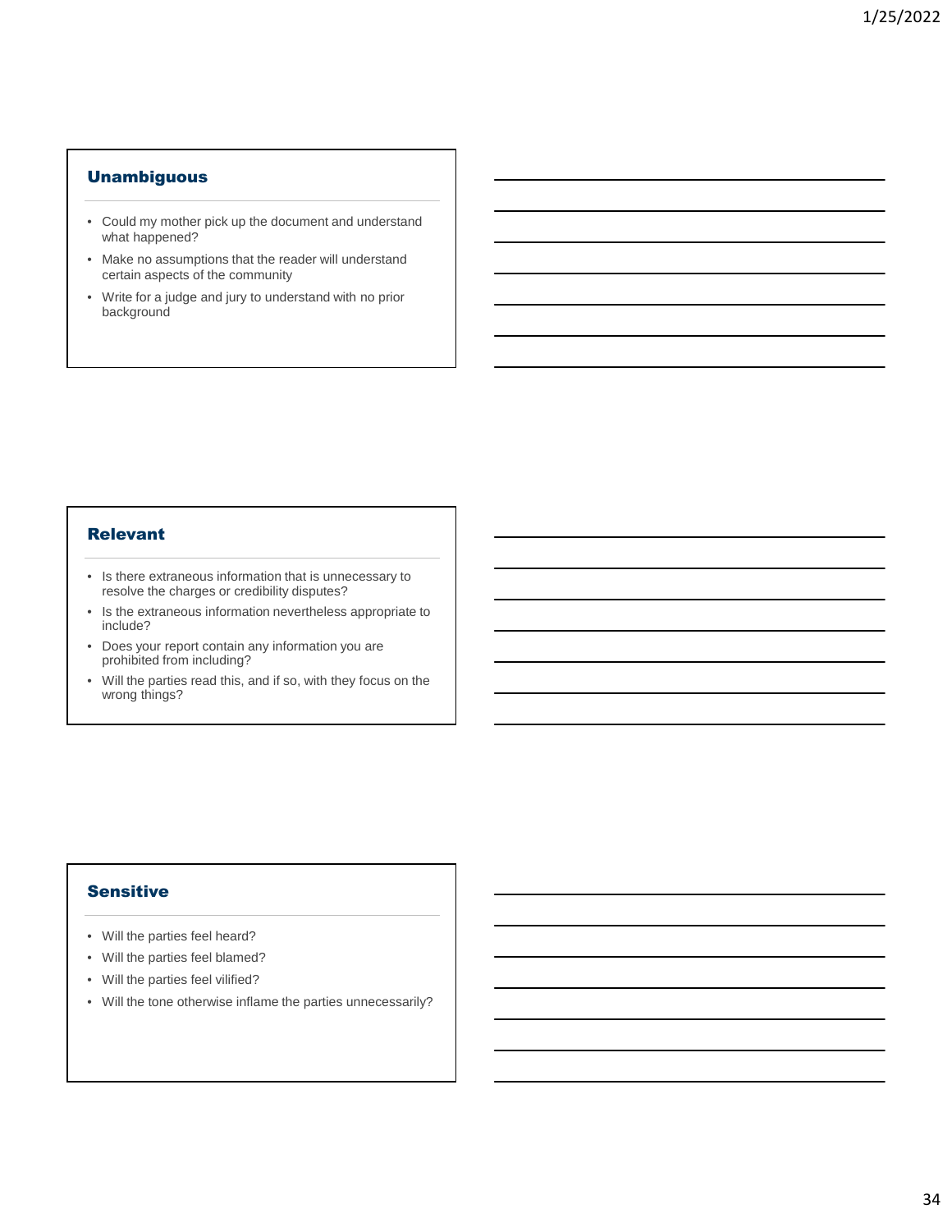## Unambiguous

- Could my mother pick up the document and understand what happened?
- Make no assumptions that the reader will understand certain aspects of the community
- Write for a judge and jury to understand with no prior background

## Relevant

- Is there extraneous information that is unnecessary to resolve the charges or credibility disputes?
- Is the extraneous information nevertheless appropriate to include?
- Does your report contain any information you are prohibited from including?
- Will the parties read this, and if so, with they focus on the wrong things?

## Sensitive

- Will the parties feel heard?
- Will the parties feel blamed?
- Will the parties feel vilified?
- Will the tone otherwise inflame the parties unnecessarily?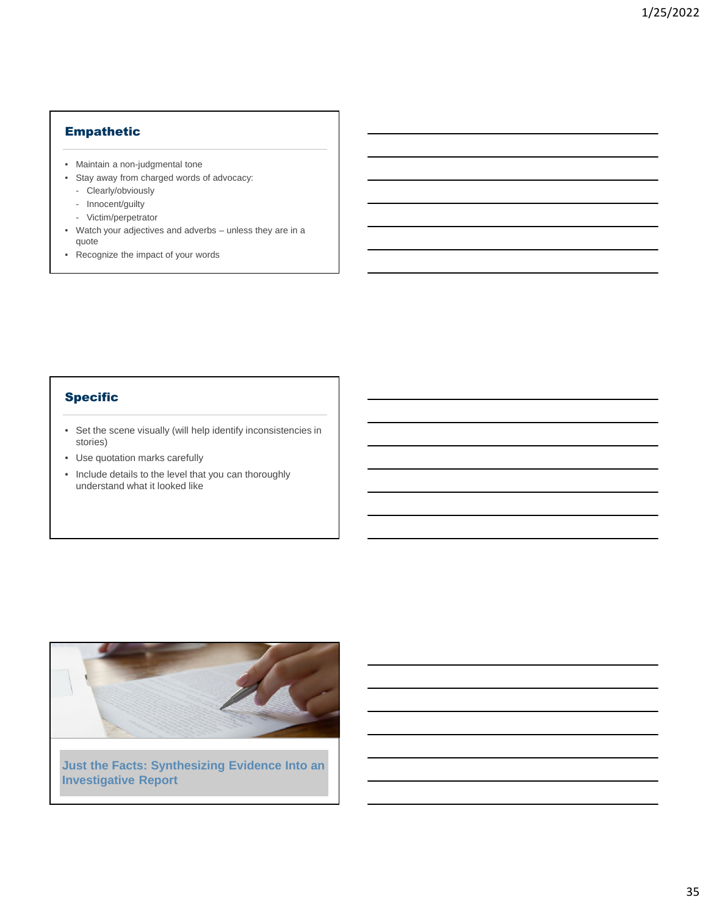## Empathetic

- Maintain a non-judgmental tone
- Stay away from charged words of advocacy:
  - Clearly/obviously
  - Innocent/guilty
  - Victim/perpetrator
- Watch your adjectives and adverbs – unless they are in a quote
- Recognize the impact of your words

## Specific

- Set the scene visually (will help identify inconsistencies in stories)
- Use quotation marks carefully
- Include details to the level that you can thoroughly understand what it looked like

## Just the Facts: Synthesizing Evidence Into an Investigative Report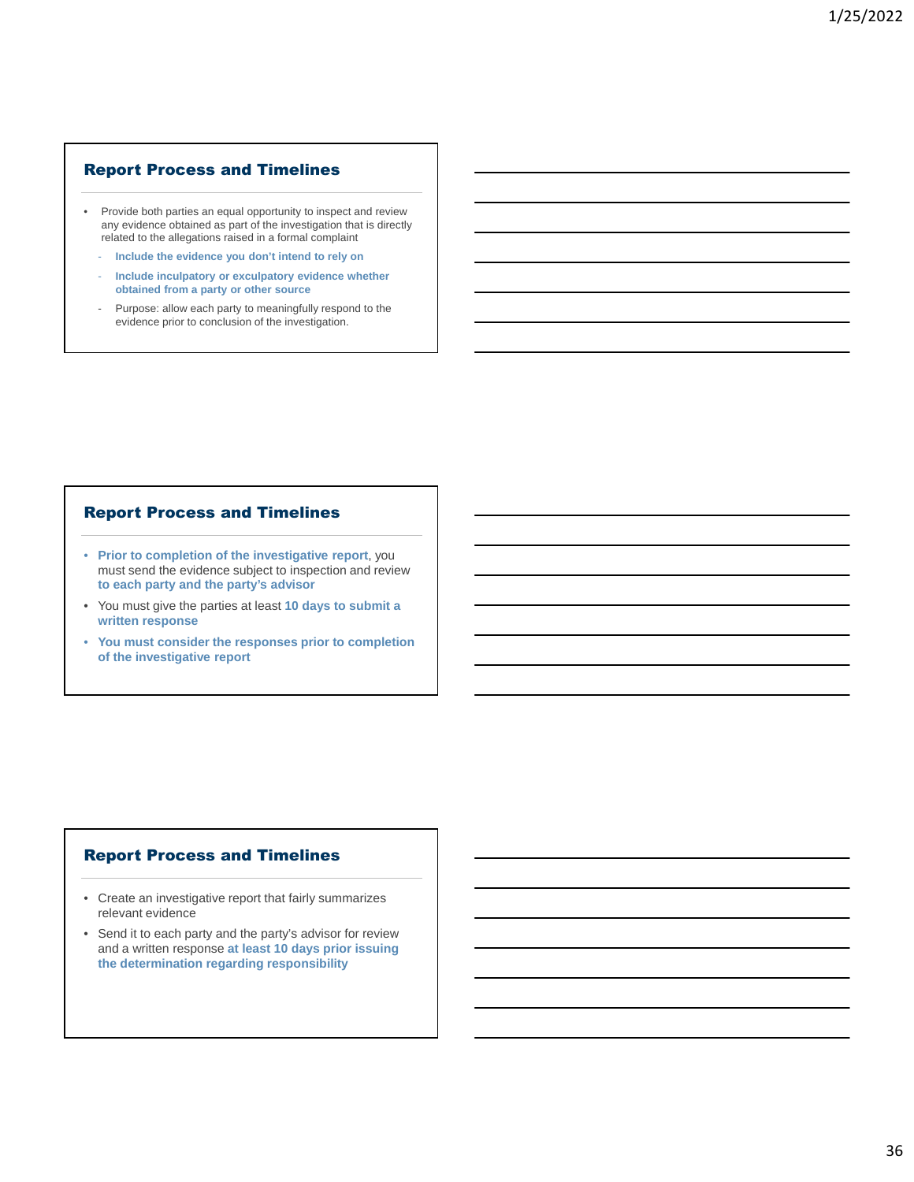## Report Process and Timelines

- Provide both parties an equal opportunity to inspect and review any evidence obtained as part of the investigation that is directly related to the allegations raised in a formal complaint
  - **Include the evidence you don't intend to rely on**
  - **Include inculpatory or exculpatory evidence whether obtained from a party or other source**
  - Purpose: allow each party to meaningfully respond to the evidence prior to conclusion of the investigation.

## Report Process and Timelines

- **Prior to completion of the investigative report**, you must send the evidence subject to inspection and review **to each party and the party's advisor**
- You must give the parties at least **10 days to submit a written response**
- **You must consider the responses prior to completion of the investigative report**

## Report Process and Timelines

- Create an investigative report that fairly summarizes relevant evidence
- Send it to each party and the party's advisor for review and a written response **at least 10 days prior issuing the determination regarding responsibility**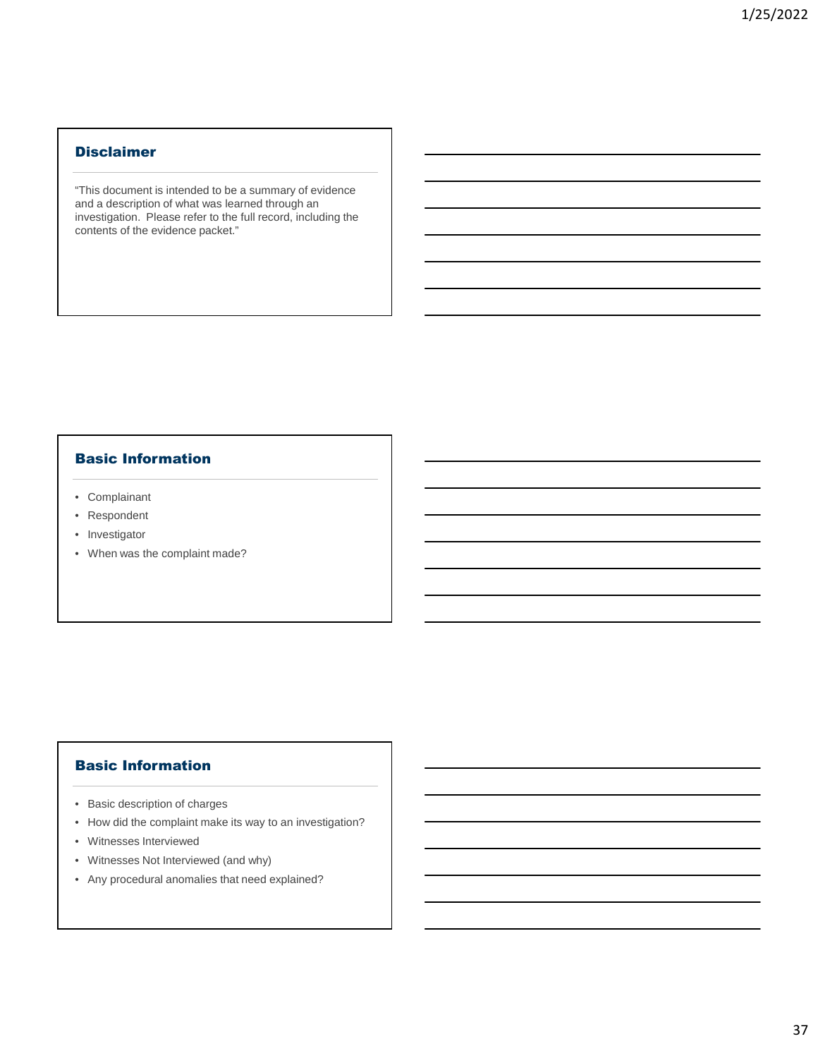## Disclaimer

"This document is intended to be a summary of evidence and a description of what was learned through an investigation. Please refer to the full record, including the contents of the evidence packet."

## Basic Information

- Complainant
- Respondent
- Investigator
- When was the complaint made?

## Basic Information

- Basic description of charges
- How did the complaint make its way to an investigation?
- Witnesses Interviewed
- Witnesses Not Interviewed (and why)
- Any procedural anomalies that need explained?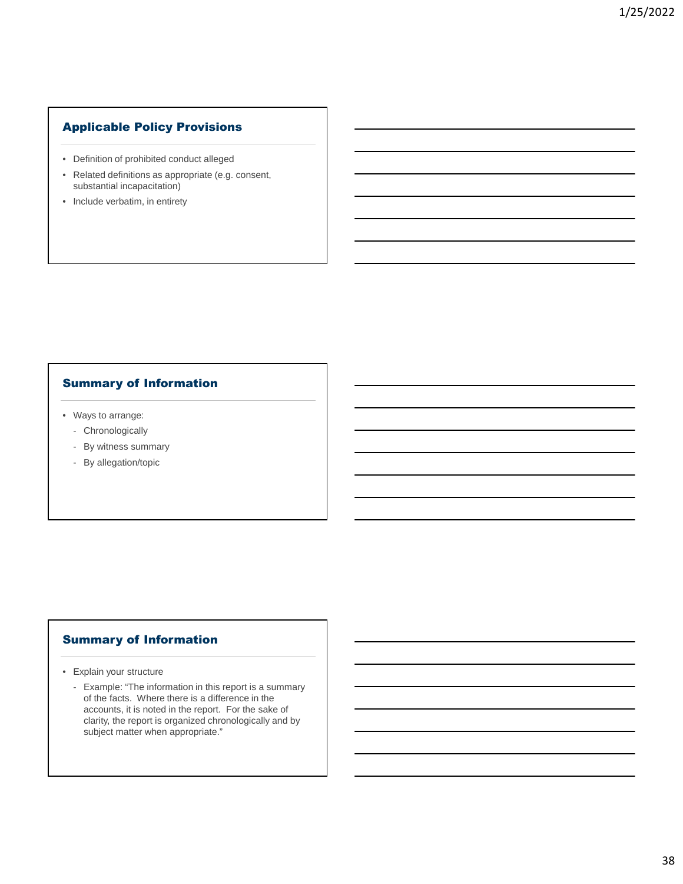## Applicable Policy Provisions

- Definition of prohibited conduct alleged
- Related definitions as appropriate (e.g. consent, substantial incapacitation)
- Include verbatim, in entirety

## Summary of Information

- Ways to arrange:
  - Chronologically
  - By witness summary
  - By allegation/topic

## Summary of Information

- Explain your structure
  - Example: "The information in this report is a summary of the facts. Where there is a difference in the accounts, it is noted in the report. For the sake of clarity, the report is organized chronologically and by subject matter when appropriate."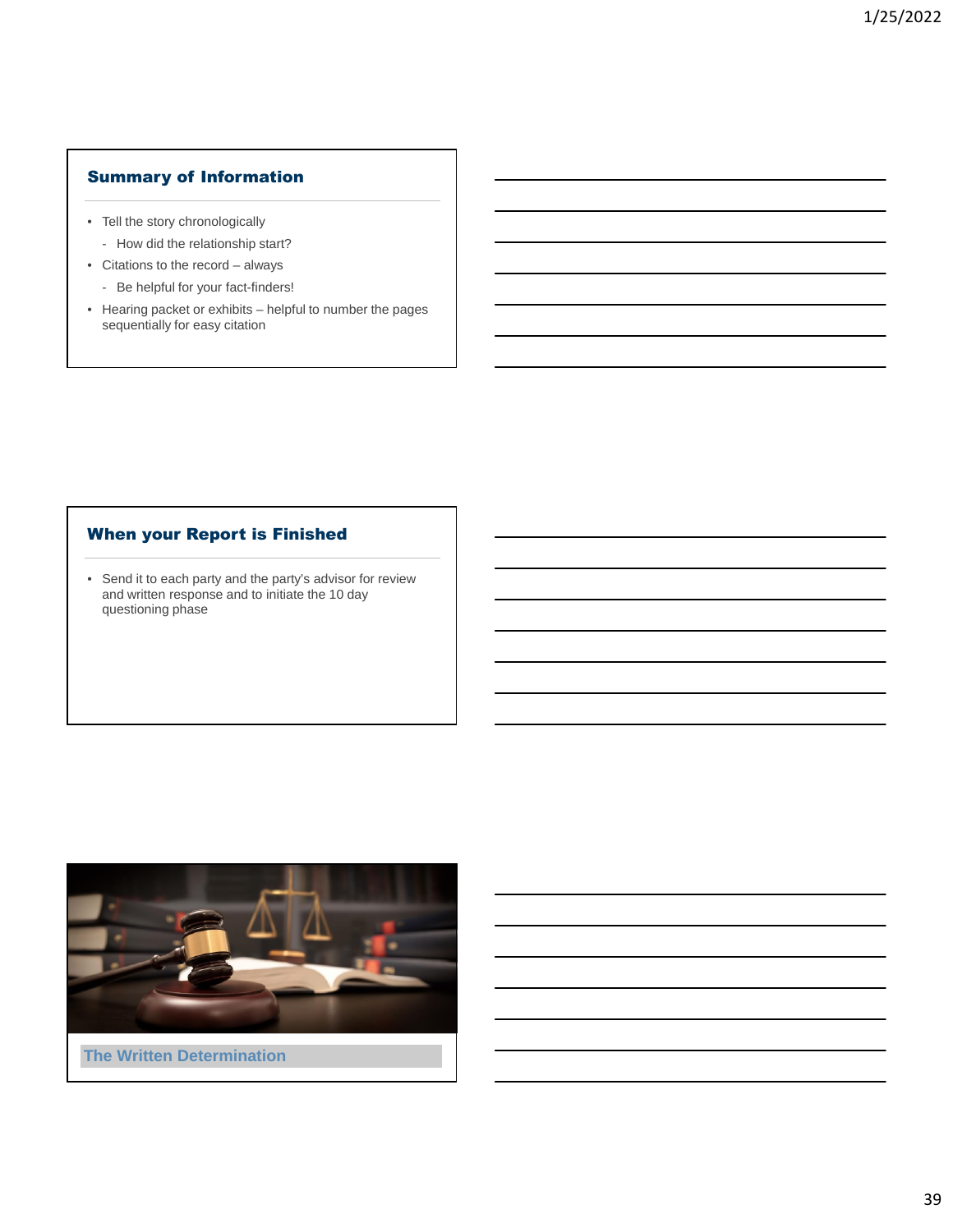## Summary of Information

- Tell the story chronologically
  - How did the relationship start?
- Citations to the record – always
  - Be helpful for your fact-finders!
- Hearing packet or exhibits – helpful to number the pages sequentially for easy citation

## When your Report is Finished

- Send it to each party and the party's advisor for review and written response and to initiate the 10 day questioning phase

## The Written Determination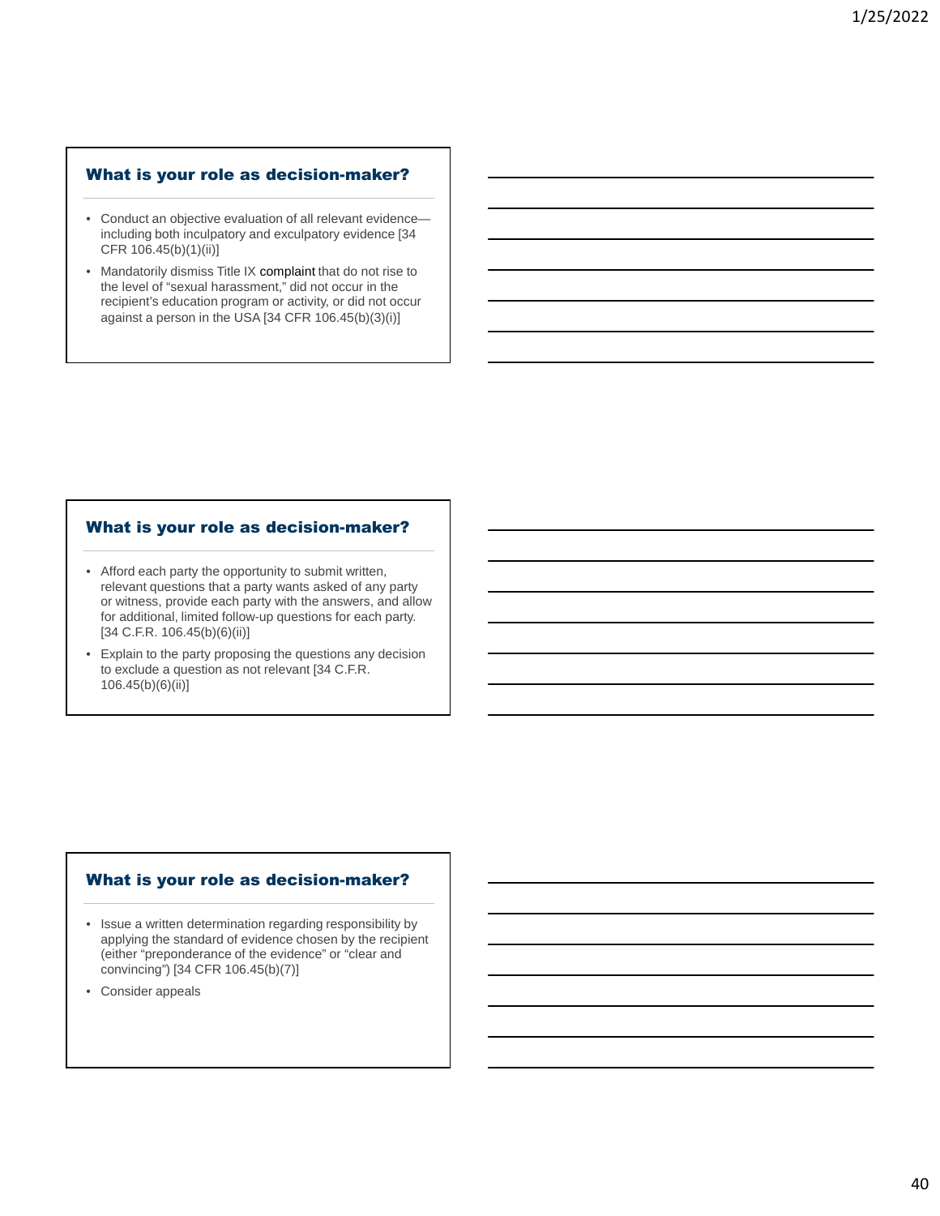## What is your role as decision-maker?

- Conduct an objective evaluation of all relevant evidence—including both inculpatory and exculpatory evidence [34 CFR 106.45(b)(1)(ii)]
- Mandatorily dismiss Title IX complaint that do not rise to the level of "sexual harassment," did not occur in the recipient's education program or activity, or did not occur against a person in the USA [34 CFR 106.45(b)(3)(i)]

## What is your role as decision-maker?

- Afford each party the opportunity to submit written, relevant questions that a party wants asked of any party or witness, provide each party with the answers, and allow for additional, limited follow-up questions for each party. [34 C.F.R. 106.45(b)(6)(ii)]
- Explain to the party proposing the questions any decision to exclude a question as not relevant [34 C.F.R. 106.45(b)(6)(ii)]

## What is your role as decision-maker?

- Issue a written determination regarding responsibility by applying the standard of evidence chosen by the recipient (either "preponderance of the evidence" or "clear and convincing") [34 CFR 106.45(b)(7)]
- Consider appeals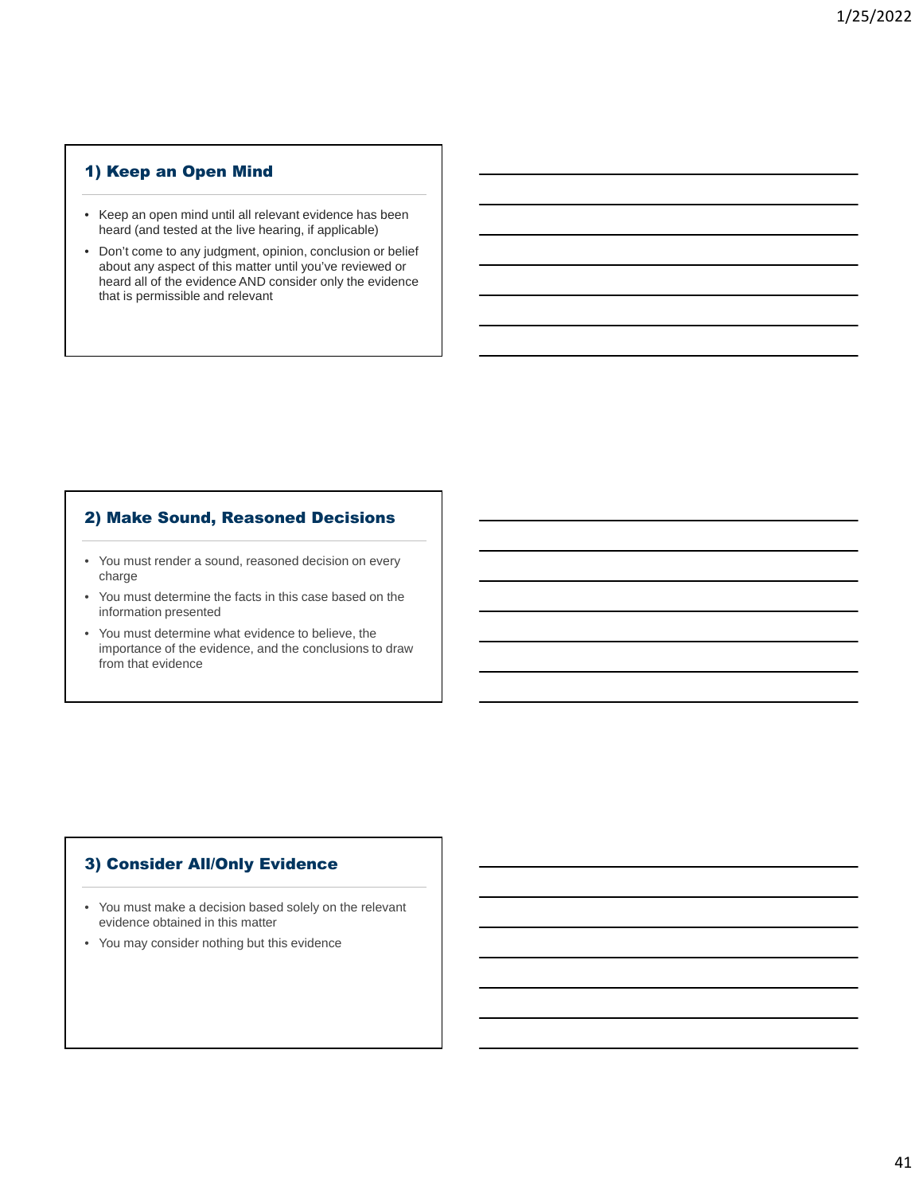## 1) Keep an Open Mind

- Keep an open mind until all relevant evidence has been heard (and tested at the live hearing, if applicable)
- Don't come to any judgment, opinion, conclusion or belief about any aspect of this matter until you've reviewed or heard all of the evidence AND consider only the evidence that is permissible and relevant

## 2) Make Sound, Reasoned Decisions

- You must render a sound, reasoned decision on every charge
- You must determine the facts in this case based on the information presented
- You must determine what evidence to believe, the importance of the evidence, and the conclusions to draw from that evidence

## 3) Consider All/Only Evidence

- You must make a decision based solely on the relevant evidence obtained in this matter
- You may consider nothing but this evidence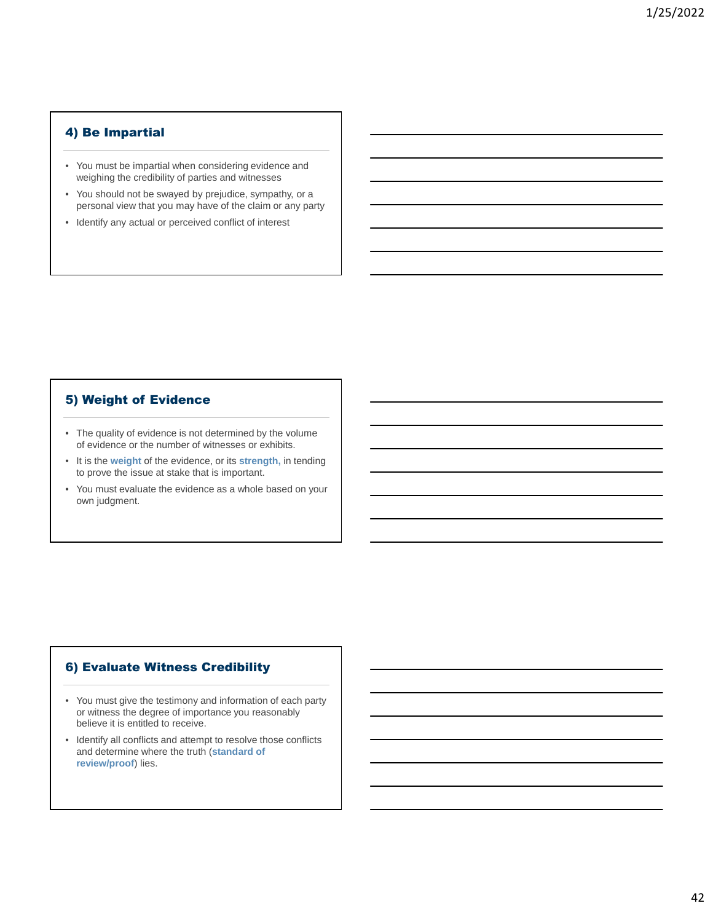## 4) Be Impartial

- You must be impartial when considering evidence and weighing the credibility of parties and witnesses
- You should not be swayed by prejudice, sympathy, or a personal view that you may have of the claim or any party
- Identify any actual or perceived conflict of interest

## 5) Weight of Evidence

- The quality of evidence is not determined by the volume of evidence or the number of witnesses or exhibits.
- It is the **weight** of the evidence, or its **strength,** in tending to prove the issue at stake that is important.
- You must evaluate the evidence as a whole based on your own judgment.

## 6) Evaluate Witness Credibility

- You must give the testimony and information of each party or witness the degree of importance you reasonably believe it is entitled to receive.
- Identify all conflicts and attempt to resolve those conflicts and determine where the truth (**standard of review/proof**) lies.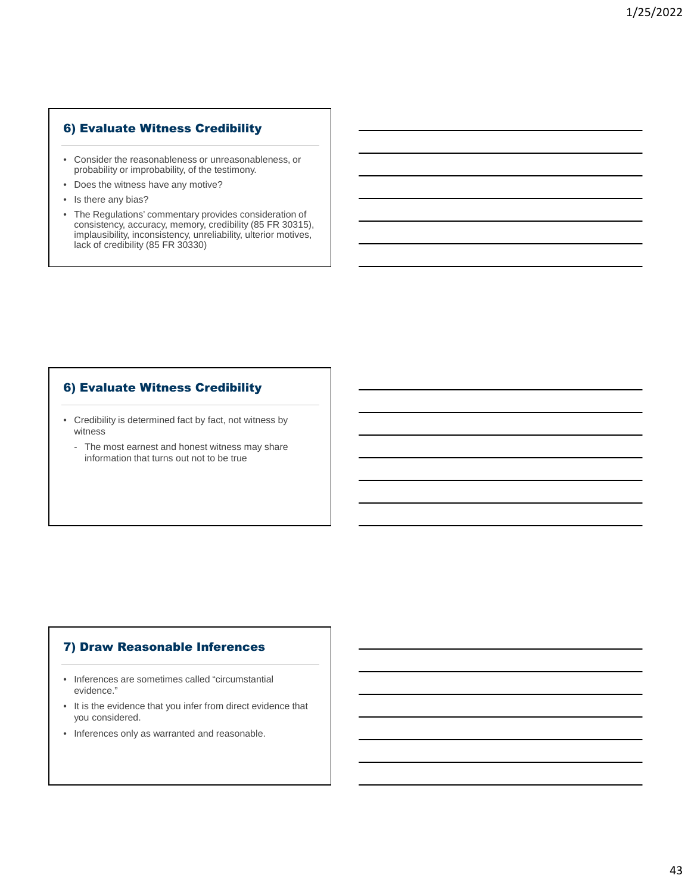## 6) Evaluate Witness Credibility

- Consider the reasonableness or unreasonableness, or probability or improbability, of the testimony.
- Does the witness have any motive?
- Is there any bias?
- The Regulations' commentary provides consideration of consistency, accuracy, memory, credibility (85 FR 30315), implausibility, inconsistency, unreliability, ulterior motives, lack of credibility (85 FR 30330)

## 6) Evaluate Witness Credibility

- Credibility is determined fact by fact, not witness by witness
  - The most earnest and honest witness may share information that turns out not to be true

## 7) Draw Reasonable Inferences

- Inferences are sometimes called "circumstantial evidence."
- It is the evidence that you infer from direct evidence that you considered.
- Inferences only as warranted and reasonable.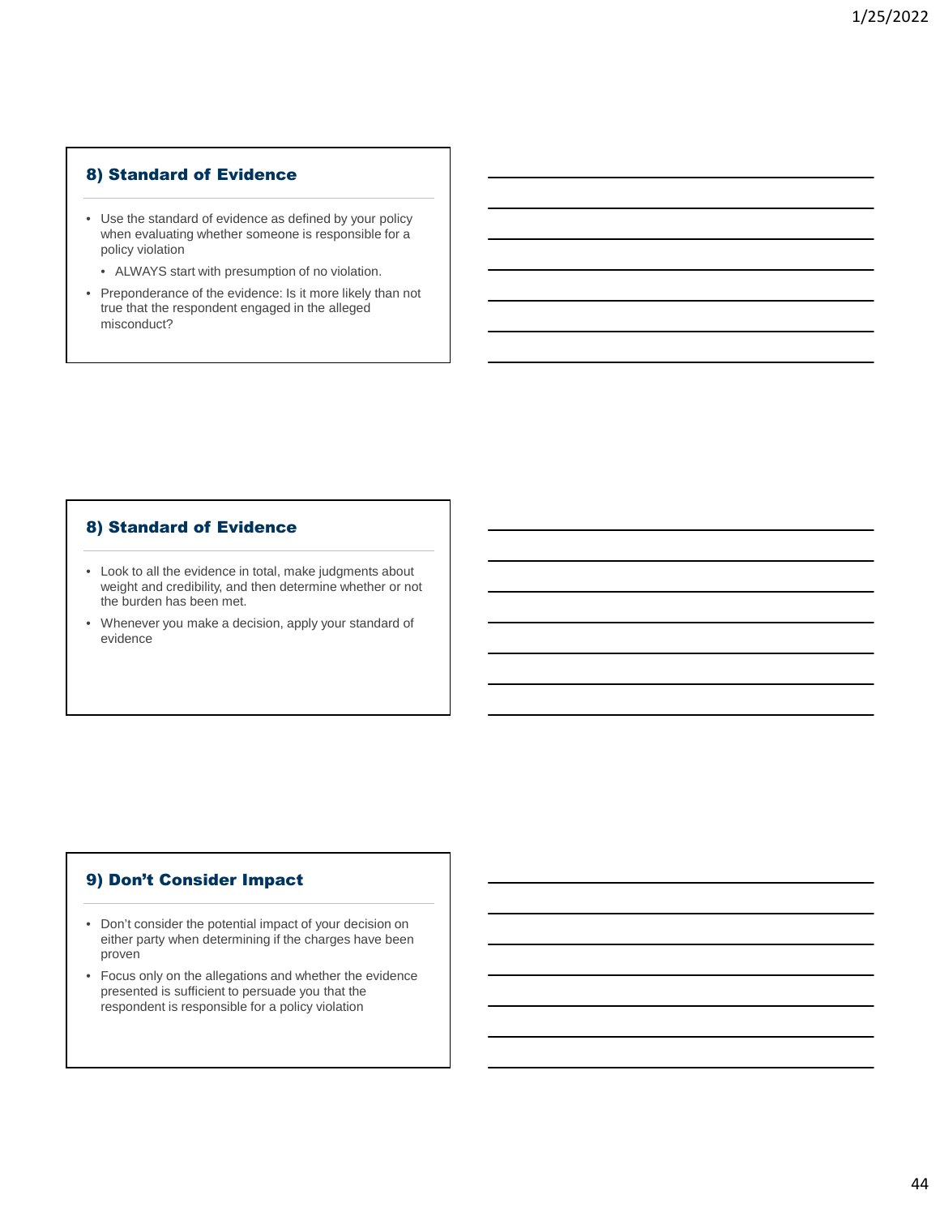## 8) Standard of Evidence

- Use the standard of evidence as defined by your policy when evaluating whether someone is responsible for a policy violation
  - ALWAYS start with presumption of no violation.
- Preponderance of the evidence: Is it more likely than not true that the respondent engaged in the alleged misconduct?

## 8) Standard of Evidence

- Look to all the evidence in total, make judgments about weight and credibility, and then determine whether or not the burden has been met.
- Whenever you make a decision, apply your standard of evidence

## 9) Don't Consider Impact

- Don't consider the potential impact of your decision on either party when determining if the charges have been proven
- Focus only on the allegations and whether the evidence presented is sufficient to persuade you that the respondent is responsible for a policy violation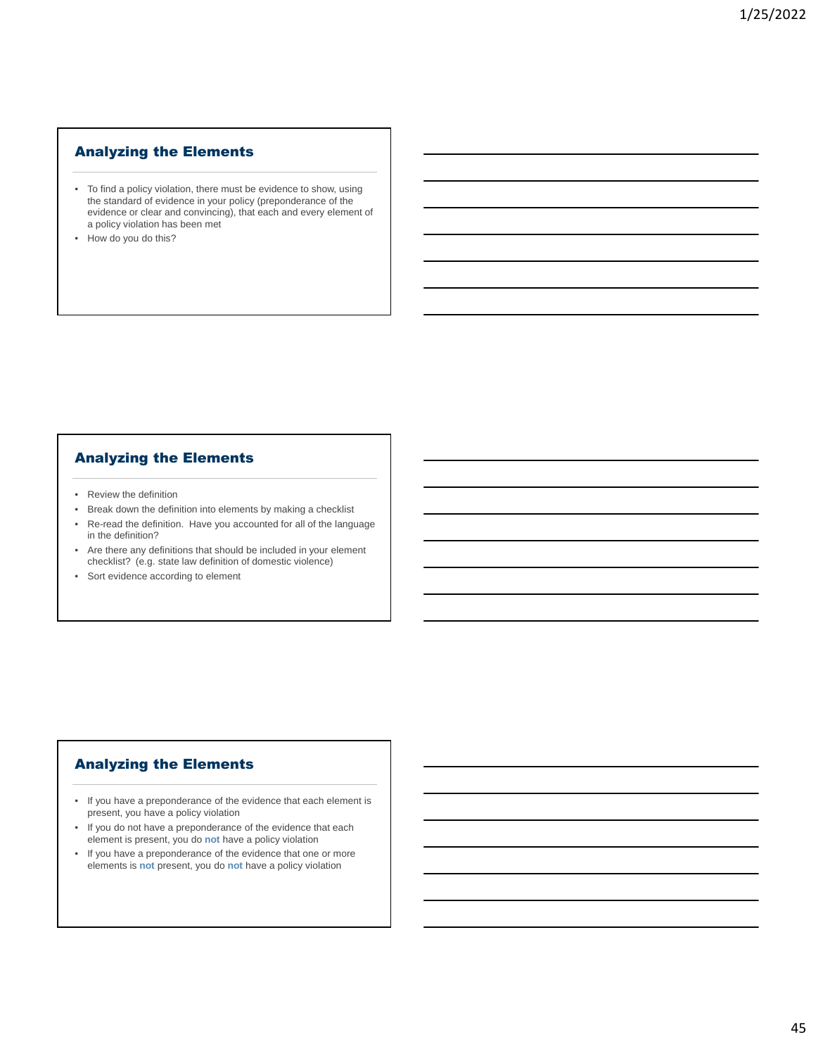## Analyzing the Elements

- To find a policy violation, there must be evidence to show, using the standard of evidence in your policy (preponderance of the evidence or clear and convincing), that each and every element of a policy violation has been met
- How do you do this?

## Analyzing the Elements

- Review the definition
- Break down the definition into elements by making a checklist
- Re-read the definition. Have you accounted for all of the language in the definition?
- Are there any definitions that should be included in your element checklist? (e.g. state law definition of domestic violence)
- Sort evidence according to element

## Analyzing the Elements

- If you have a preponderance of the evidence that each element is present, you have a policy violation
- If you do not have a preponderance of the evidence that each element is present, you do **not** have a policy violation
- If you have a preponderance of the evidence that one or more elements is **not** present, you do **not** have a policy violation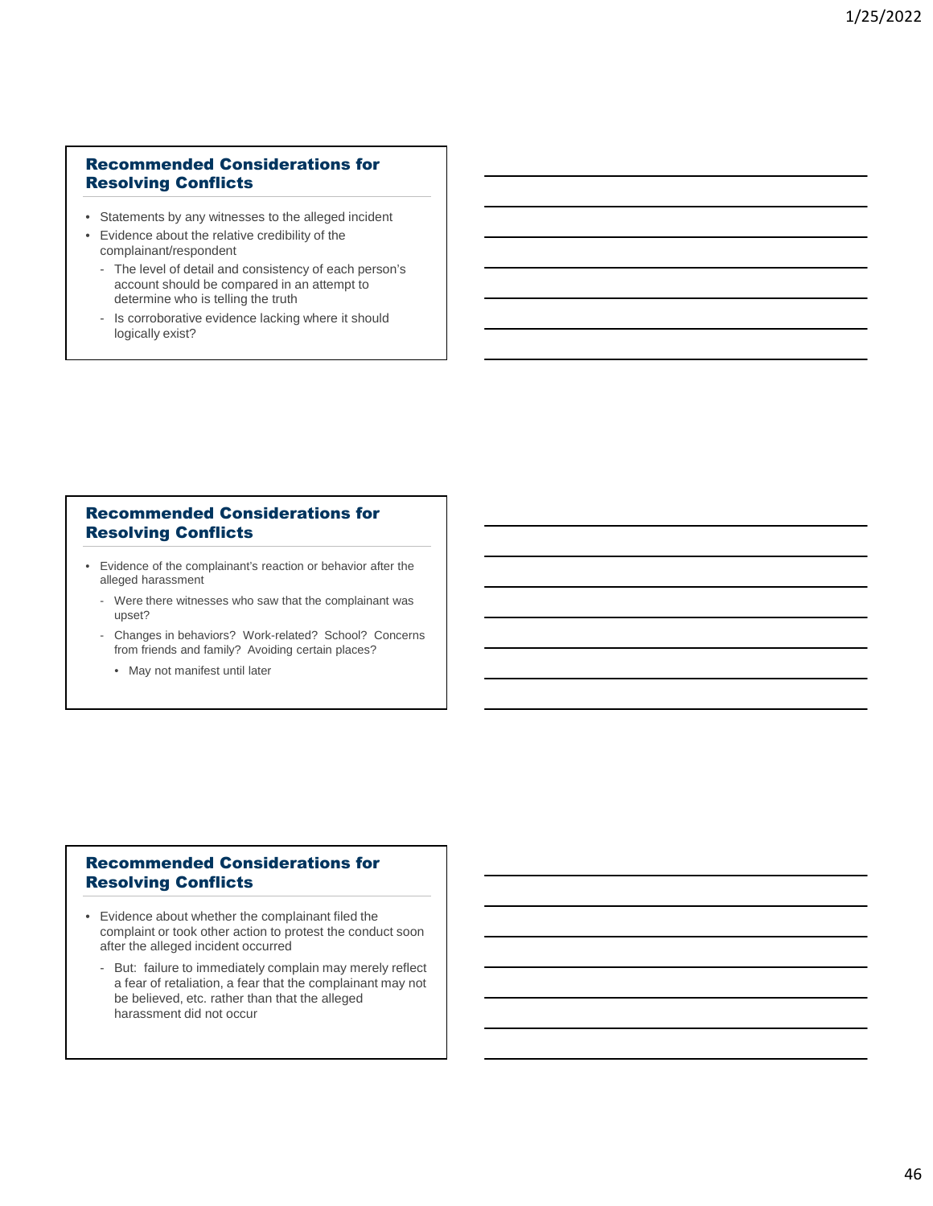## Recommended Considerations for Resolving Conflicts

- Statements by any witnesses to the alleged incident
- Evidence about the relative credibility of the complainant/respondent
  - The level of detail and consistency of each person's account should be compared in an attempt to determine who is telling the truth
  - Is corroborative evidence lacking where it should logically exist?

## Recommended Considerations for Resolving Conflicts

- Evidence of the complainant's reaction or behavior after the alleged harassment
  - Were there witnesses who saw that the complainant was upset?
  - Changes in behaviors? Work-related? School? Concerns from friends and family? Avoiding certain places?
    - May not manifest until later

## Recommended Considerations for Resolving Conflicts

- Evidence about whether the complainant filed the complaint or took other action to protest the conduct soon after the alleged incident occurred
  - But: failure to immediately complain may merely reflect a fear of retaliation, a fear that the complainant may not be believed, etc. rather than that the alleged harassment did not occur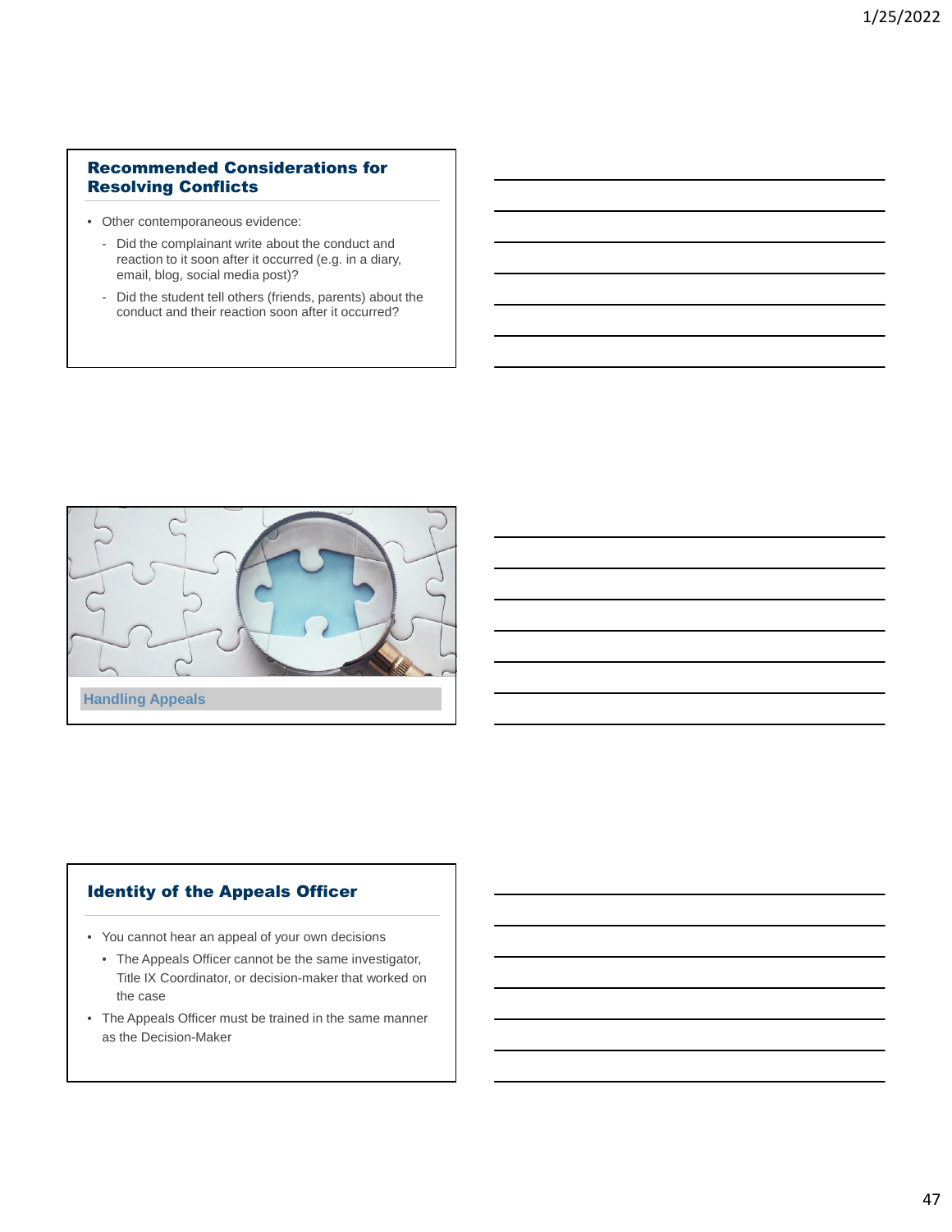## Recommended Considerations for Resolving Conflicts

- Other contemporaneous evidence:
  - Did the complainant write about the conduct and reaction to it soon after it occurred (e.g. in a diary, email, blog, social media post)?
  - Did the student tell others (friends, parents) about the conduct and their reaction soon after it occurred?

## Handling Appeals

## Identity of the Appeals Officer

- You cannot hear an appeal of your own decisions
  - The Appeals Officer cannot be the same investigator, Title IX Coordinator, or decision-maker that worked on the case
- The Appeals Officer must be trained in the same manner as the Decision-Maker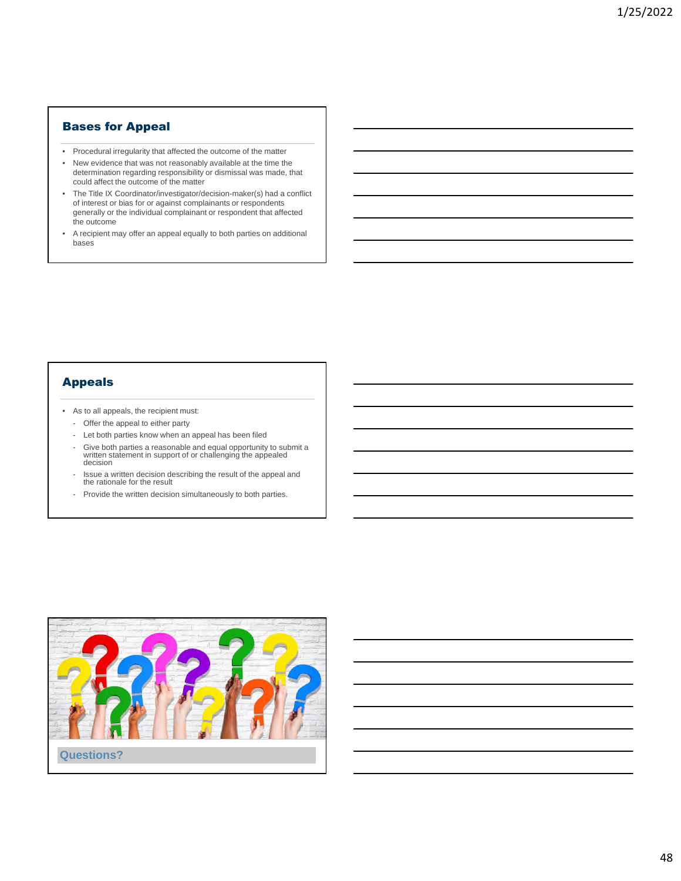## Bases for Appeal

- Procedural irregularity that affected the outcome of the matter
- New evidence that was not reasonably available at the time the determination regarding responsibility or dismissal was made, that could affect the outcome of the matter
- The Title IX Coordinator/investigator/decision-maker(s) had a conflict of interest or bias for or against complainants or respondents generally or the individual complainant or respondent that affected the outcome
- A recipient may offer an appeal equally to both parties on additional bases

## Appeals

- As to all appeals, the recipient must:
  - Offer the appeal to either party
  - Let both parties know when an appeal has been filed
  - Give both parties a reasonable and equal opportunity to submit a written statement in support of or challenging the appealed decision
  - Issue a written decision describing the result of the appeal and the rationale for the result
  - Provide the written decision simultaneously to both parties.

Questions?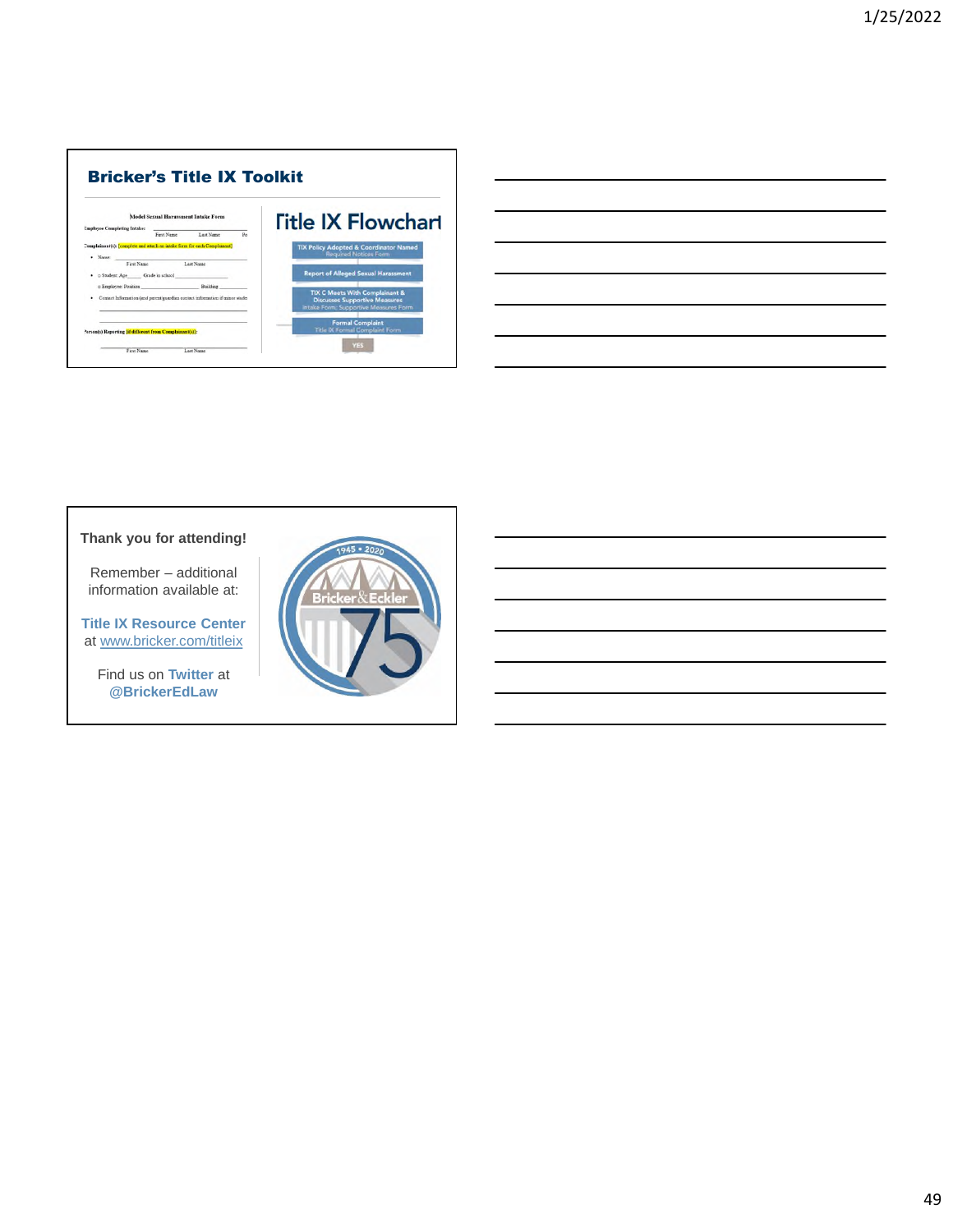## Bricker's Title IX Toolkit

Model Sexual Harassment Intake Form

Employee Completing Intake: First Name Last Name

Complainant(s): [complete and attach an intake form for each Complainant]

- Name: First Name Last Name
- Student: Age Grade in school
- Employee: Position Building
- Contact Information (and parent/guardian contact information if minor student)

Person(s) Reporting [if different from Complainant(s)]: First Name Last Name

Title IX Flowchart

TIX Policy Adopted & Coordinator Named
Required Notices Form

Report of Alleged Sexual Harassment

TIX C Meets With Complainant & Discusses Supportive Measures
Intake Form; Supportive Measures Form

Formal Complaint
Title IX Formal Complaint Form

YES

---

**Thank you for attending!**

Remember – additional information available at:

**Title IX Resource Center** at www.bricker.com/titleix

Find us on **Twitter** at **@BrickerEdLaw**

1945 • 2020 Bricker & Eckler 75